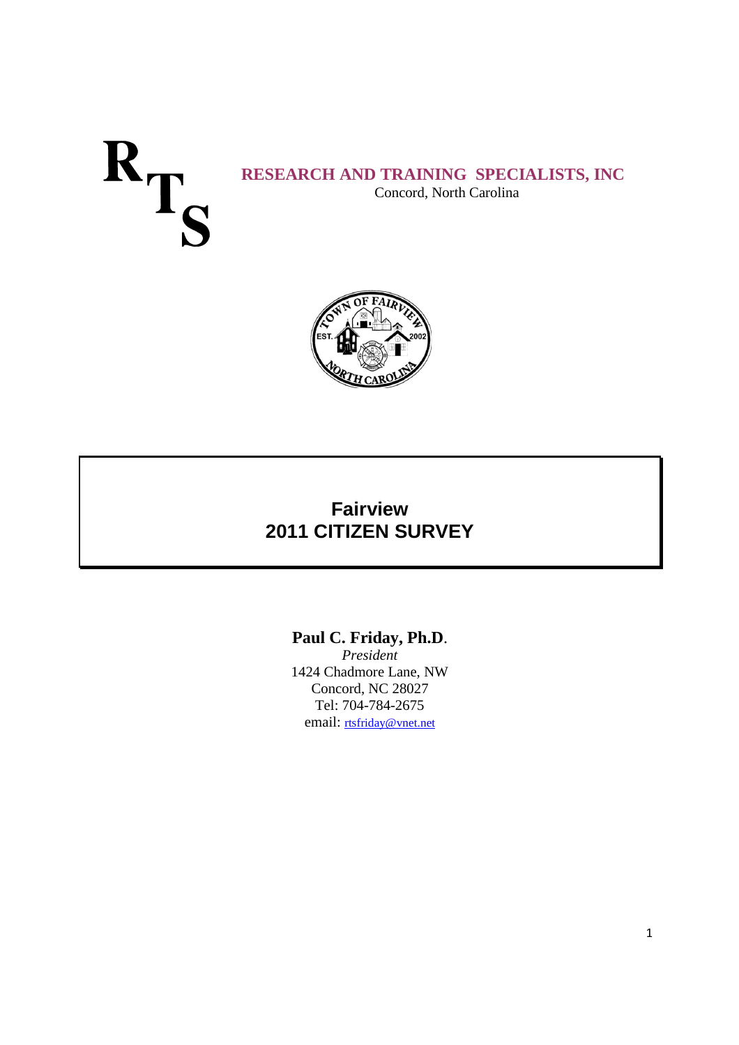**R T S**

**RESEARCH AND TRAINING SPECIALISTS, INC**
Concord, North Carolina

# Fairview
# 2011 CITIZEN SURVEY

**Paul C. Friday, Ph.D**.
*President*
1424 Chadmore Lane, NW
Concord, NC 28027
Tel: 704-784-2675
email: rtsfriday@vnet.net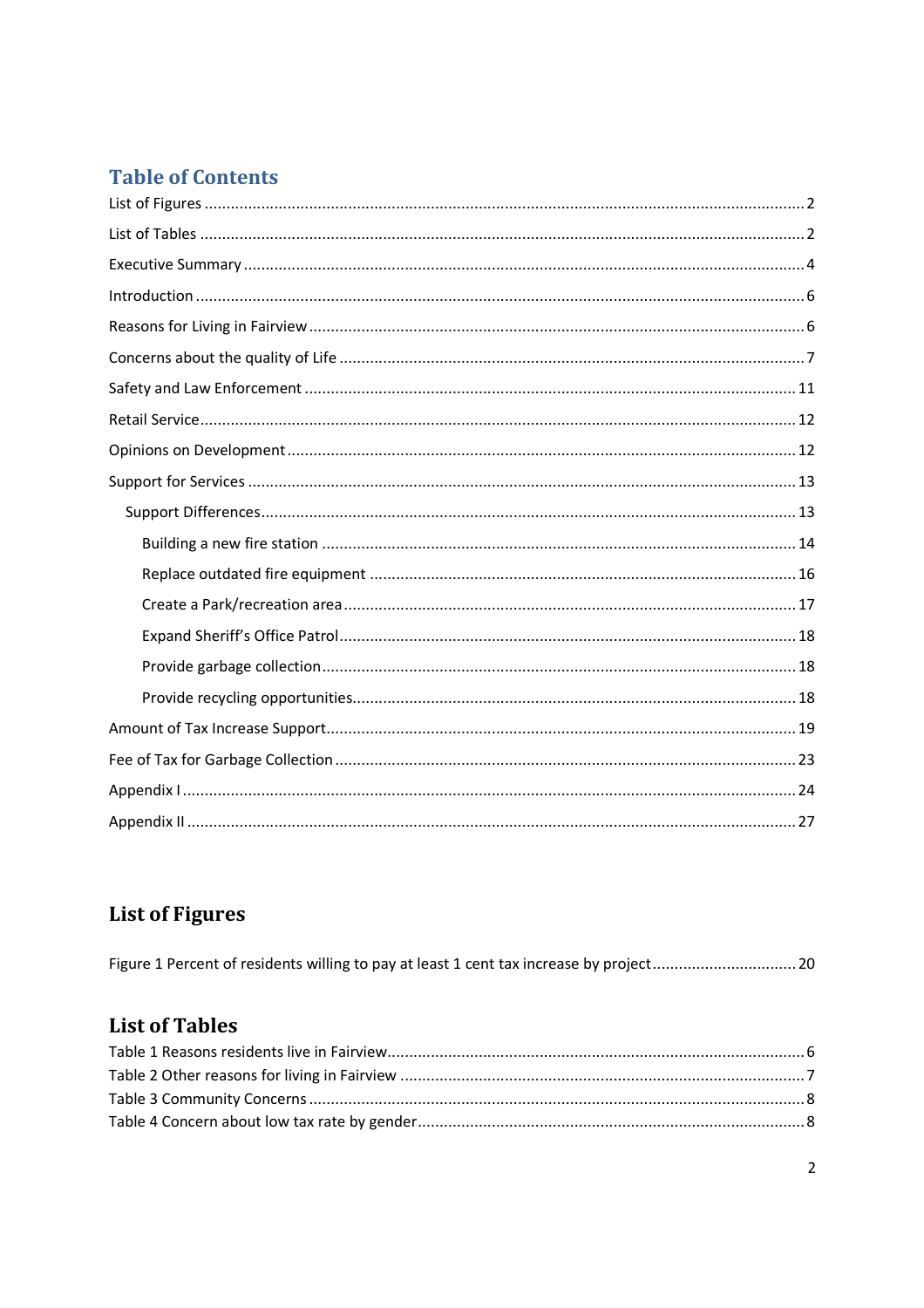## Table of Contents

List of Figures ........................................................................................................................................ 2

List of Tables ........................................................................................................................................... 2

Executive Summary .................................................................................................................................. 4

Introduction ............................................................................................................................................. 6

Reasons for Living in Fairview ................................................................................................................. 6

Concerns about the quality of Life ........................................................................................................... 7

Safety and Law Enforcement ................................................................................................................. 11

Retail Service ......................................................................................................................................... 12

Opinions on Development ..................................................................................................................... 12

Support for Services .............................................................................................................................. 13

- Support Differences .......................................................................................................................... 13
  - Building a new fire station ............................................................................................................ 14
  - Replace outdated fire equipment ................................................................................................. 16
  - Create a Park/recreation area ....................................................................................................... 17
  - Expand Sheriff's Office Patrol ........................................................................................................ 18
  - Provide garbage collection ............................................................................................................ 18
  - Provide recycling opportunities ..................................................................................................... 18

Amount of Tax Increase Support ........................................................................................................... 19

Fee of Tax for Garbage Collection ......................................................................................................... 23

Appendix I ............................................................................................................................................. 24

Appendix II ............................................................................................................................................ 27

## List of Figures

Figure 1 Percent of residents willing to pay at least 1 cent tax increase by project ................................ 20

## List of Tables

Table 1 Reasons residents live in Fairview ............................................................................................... 6

Table 2 Other reasons for living in Fairview ............................................................................................ 7

Table 3 Community Concerns ................................................................................................................. 8

Table 4 Concern about low tax rate by gender ........................................................................................ 8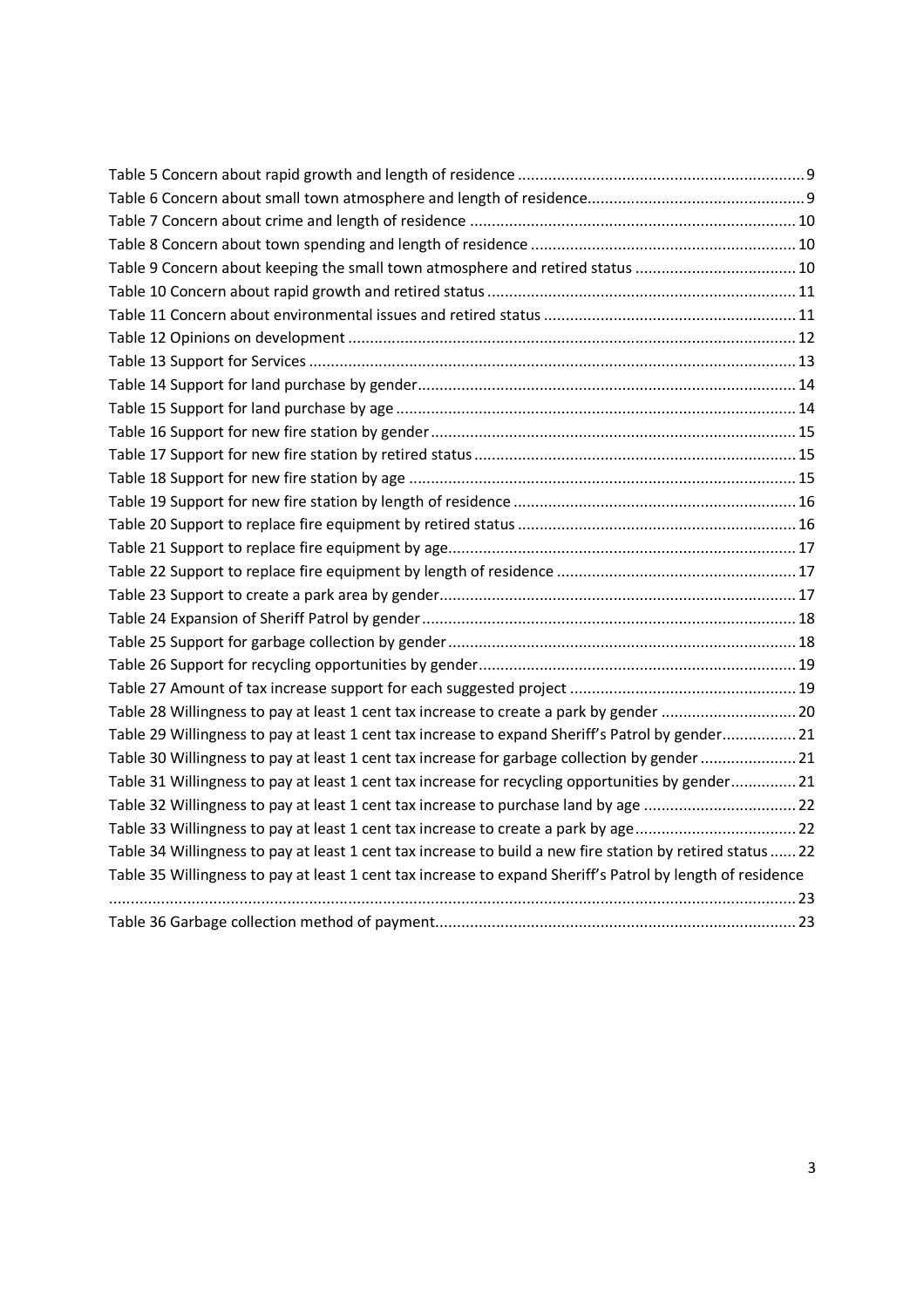Table 5 Concern about rapid growth and length of residence ........................................................................ 9
Table 6 Concern about small town atmosphere and length of residence.......................................................... 9
Table 7 Concern about crime and length of residence .................................................................................. 10
Table 8 Concern about town spending and length of residence .................................................................... 10
Table 9 Concern about keeping the small town atmosphere and retired status .............................................. 10
Table 10 Concern about rapid growth and retired status ............................................................................... 11
Table 11 Concern about environmental issues and retired status ................................................................. 11
Table 12 Opinions on development ................................................................................................................ 12
Table 13 Support for Services ........................................................................................................................ 13
Table 14 Support for land purchase by gender............................................................................................... 14
Table 15 Support for land purchase by age .................................................................................................... 14
Table 16 Support for new fire station by gender............................................................................................. 15
Table 17 Support for new fire station by retired status ................................................................................... 15
Table 18 Support for new fire station by age .................................................................................................. 15
Table 19 Support for new fire station by length of residence ......................................................................... 16
Table 20 Support to replace fire equipment by retired status ......................................................................... 16
Table 21 Support to replace fire equipment by age......................................................................................... 17
Table 22 Support to replace fire equipment by length of residence ............................................................... 17
Table 23 Support to create a park area by gender........................................................................................... 17
Table 24 Expansion of Sheriff Patrol by gender ............................................................................................... 18
Table 25 Support for garbage collection by gender ......................................................................................... 18
Table 26 Support for recycling opportunities by gender.................................................................................. 19
Table 27 Amount of tax increase support for each suggested project ............................................................. 19
Table 28 Willingness to pay at least 1 cent tax increase to create a park by gender ....................................... 20
Table 29 Willingness to pay at least 1 cent tax increase to expand Sheriff's Patrol by gender......................... 21
Table 30 Willingness to pay at least 1 cent tax increase for garbage collection by gender .............................. 21
Table 31 Willingness to pay at least 1 cent tax increase for recycling opportunities by gender........................ 21
Table 32 Willingness to pay at least 1 cent tax increase to purchase land by age ........................................... 22
Table 33 Willingness to pay at least 1 cent tax increase to create a park by age............................................. 22
Table 34 Willingness to pay at least 1 cent tax increase to build a new fire station by retired status ............. 22
Table 35 Willingness to pay at least 1 cent tax increase to expand Sheriff's Patrol by length of residence ..................................................................................................................................................... 23
Table 36 Garbage collection method of payment............................................................................................ 23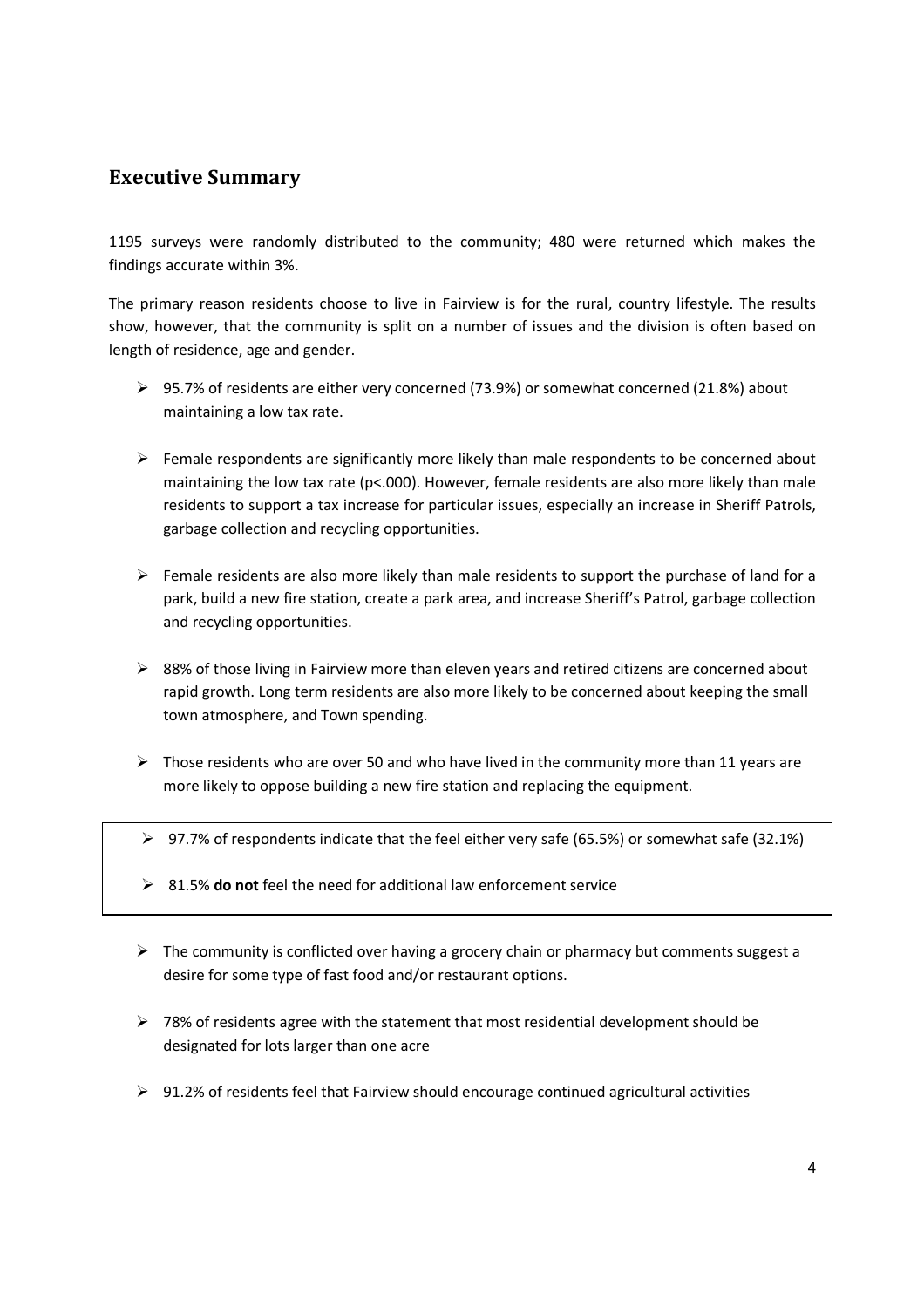## Executive Summary

1195 surveys were randomly distributed to the community; 480 were returned which makes the findings accurate within 3%.

The primary reason residents choose to live in Fairview is for the rural, country lifestyle. The results show, however, that the community is split on a number of issues and the division is often based on length of residence, age and gender.

- 95.7% of residents are either very concerned (73.9%) or somewhat concerned (21.8%) about maintaining a low tax rate.

- Female respondents are significantly more likely than male respondents to be concerned about maintaining the low tax rate ($p<.000$). However, female residents are also more likely than male residents to support a tax increase for particular issues, especially an increase in Sheriff Patrols, garbage collection and recycling opportunities.

- Female residents are also more likely than male residents to support the purchase of land for a park, build a new fire station, create a park area, and increase Sheriff's Patrol, garbage collection and recycling opportunities.

- 88% of those living in Fairview more than eleven years and retired citizens are concerned about rapid growth. Long term residents are also more likely to be concerned about keeping the small town atmosphere, and Town spending.

- Those residents who are over 50 and who have lived in the community more than 11 years are more likely to oppose building a new fire station and replacing the equipment.

- 97.7% of respondents indicate that the feel either very safe (65.5%) or somewhat safe (32.1%)

- 81.5% **do not** feel the need for additional law enforcement service

- The community is conflicted over having a grocery chain or pharmacy but comments suggest a desire for some type of fast food and/or restaurant options.

- 78% of residents agree with the statement that most residential development should be designated for lots larger than one acre

- 91.2% of residents feel that Fairview should encourage continued agricultural activities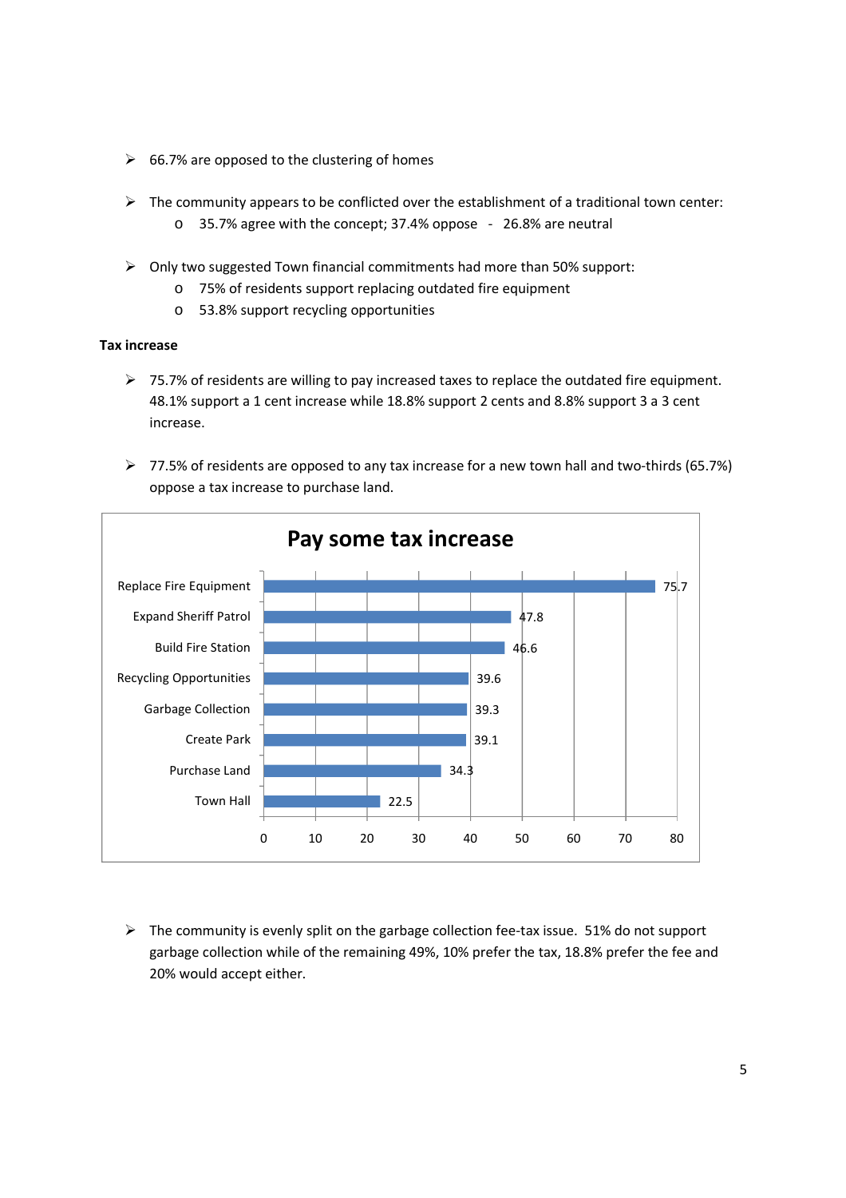- 66.7% are opposed to the clustering of homes

- The community appears to be conflicted over the establishment of a traditional town center:
  - 35.7% agree with the concept; 37.4% oppose - 26.8% are neutral

- Only two suggested Town financial commitments had more than 50% support:
  - 75% of residents support replacing outdated fire equipment
  - 53.8% support recycling opportunities

**Tax increase**

- 75.7% of residents are willing to pay increased taxes to replace the outdated fire equipment. 48.1% support a 1 cent increase while 18.8% support 2 cents and 8.8% support 3 a 3 cent increase.

- 77.5% of residents are opposed to any tax increase for a new town hall and two-thirds (65.7%) oppose a tax increase to purchase land.

**Pay some tax increase**

| Item | Value |
|---|---|
| Replace Fire Equipment | 75.7 |
| Expand Sheriff Patrol | 47.8 |
| Build Fire Station | 46.6 |
| Recycling Opportunities | 39.6 |
| Garbage Collection | 39.3 |
| Create Park | 39.1 |
| Purchase Land | 34.3 |
| Town Hall | 22.5 |

- The community is evenly split on the garbage collection fee-tax issue. 51% do not support garbage collection while of the remaining 49%, 10% prefer the tax, 18.8% prefer the fee and 20% would accept either.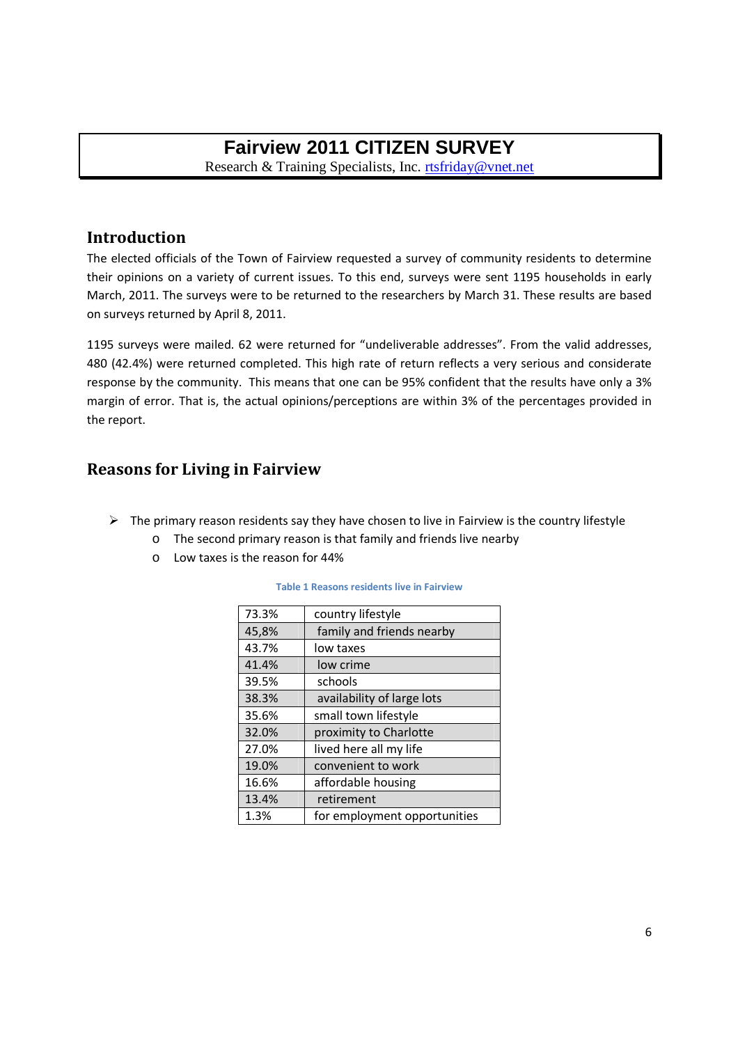# Fairview 2011 CITIZEN SURVEY

Research & Training Specialists, Inc. rtsfriday@vnet.net

## Introduction

The elected officials of the Town of Fairview requested a survey of community residents to determine their opinions on a variety of current issues. To this end, surveys were sent 1195 households in early March, 2011. The surveys were to be returned to the researchers by March 31. These results are based on surveys returned by April 8, 2011.

1195 surveys were mailed. 62 were returned for "undeliverable addresses". From the valid addresses, 480 (42.4%) were returned completed. This high rate of return reflects a very serious and considerate response by the community. This means that one can be 95% confident that the results have only a 3% margin of error. That is, the actual opinions/perceptions are within 3% of the percentages provided in the report.

## Reasons for Living in Fairview

- The primary reason residents say they have chosen to live in Fairview is the country lifestyle
  - The second primary reason is that family and friends live nearby
  - Low taxes is the reason for 44%

**Table 1 Reasons residents live in Fairview**

| | |
|---|---|
| 73.3% | country lifestyle |
| 45,8% | family and friends nearby |
| 43.7% | low taxes |
| 41.4% | low crime |
| 39.5% | schools |
| 38.3% | availability of large lots |
| 35.6% | small town lifestyle |
| 32.0% | proximity to Charlotte |
| 27.0% | lived here all my life |
| 19.0% | convenient to work |
| 16.6% | affordable housing |
| 13.4% | retirement |
| 1.3% | for employment opportunities |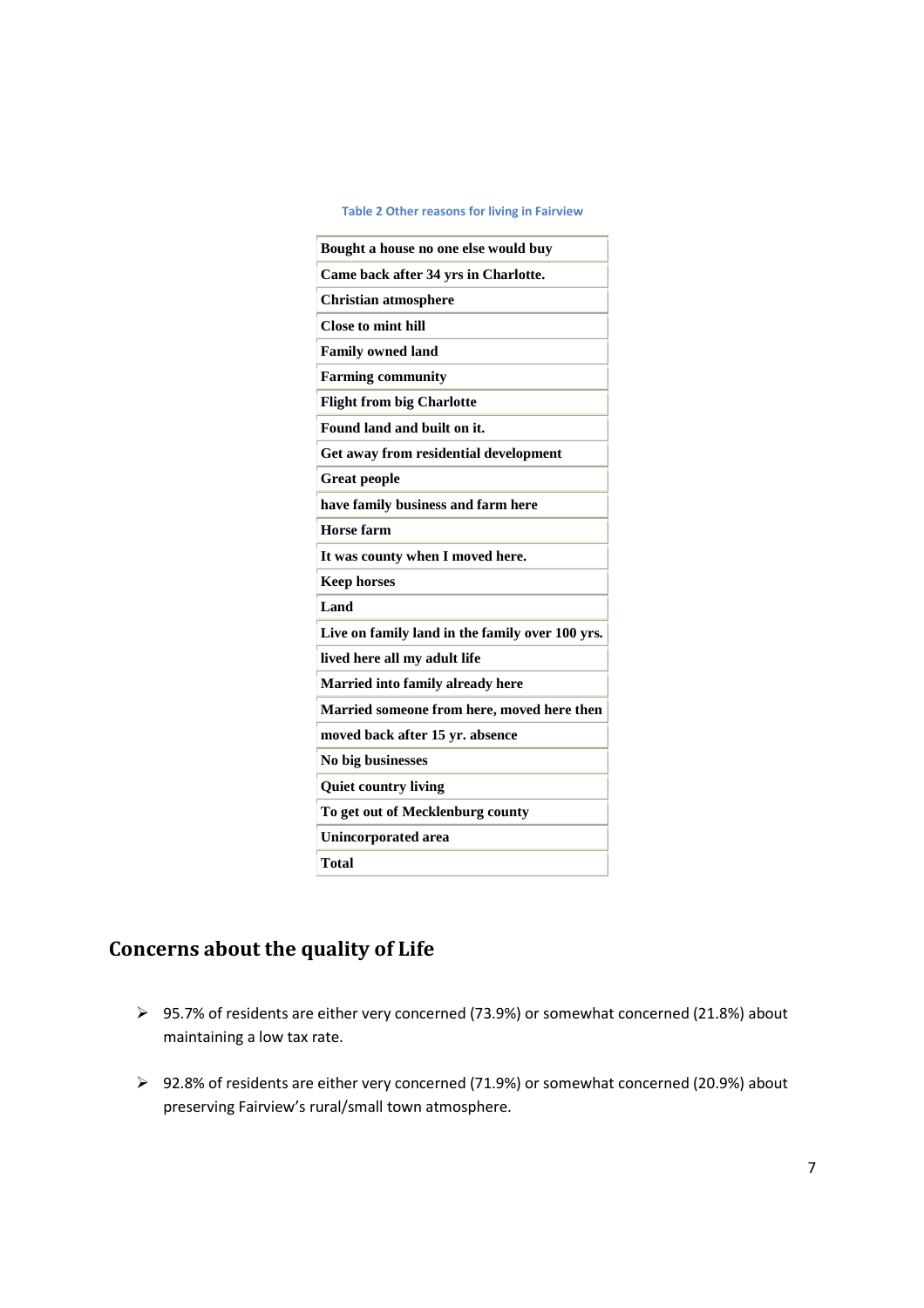Table 2 Other reasons for living in Fairview

| Bought a house no one else would buy |
| --- |
| Came back after 34 yrs in Charlotte. |
| Christian atmosphere |
| Close to mint hill |
| Family owned land |
| Farming community |
| Flight from big Charlotte |
| Found land and built on it. |
| Get away from residential development |
| Great people |
| have family business and farm here |
| Horse farm |
| It was county when I moved here. |
| Keep horses |
| Land |
| Live on family land in the family over 100 yrs. |
| lived here all my adult life |
| Married into family already here |
| Married someone from here, moved here then |
| moved back after 15 yr. absence |
| No big businesses |
| Quiet country living |
| To get out of Mecklenburg county |
| Unincorporated area |
| Total |

## Concerns about the quality of Life

- 95.7% of residents are either very concerned (73.9%) or somewhat concerned (21.8%) about maintaining a low tax rate.
- 92.8% of residents are either very concerned (71.9%) or somewhat concerned (20.9%) about preserving Fairview's rural/small town atmosphere.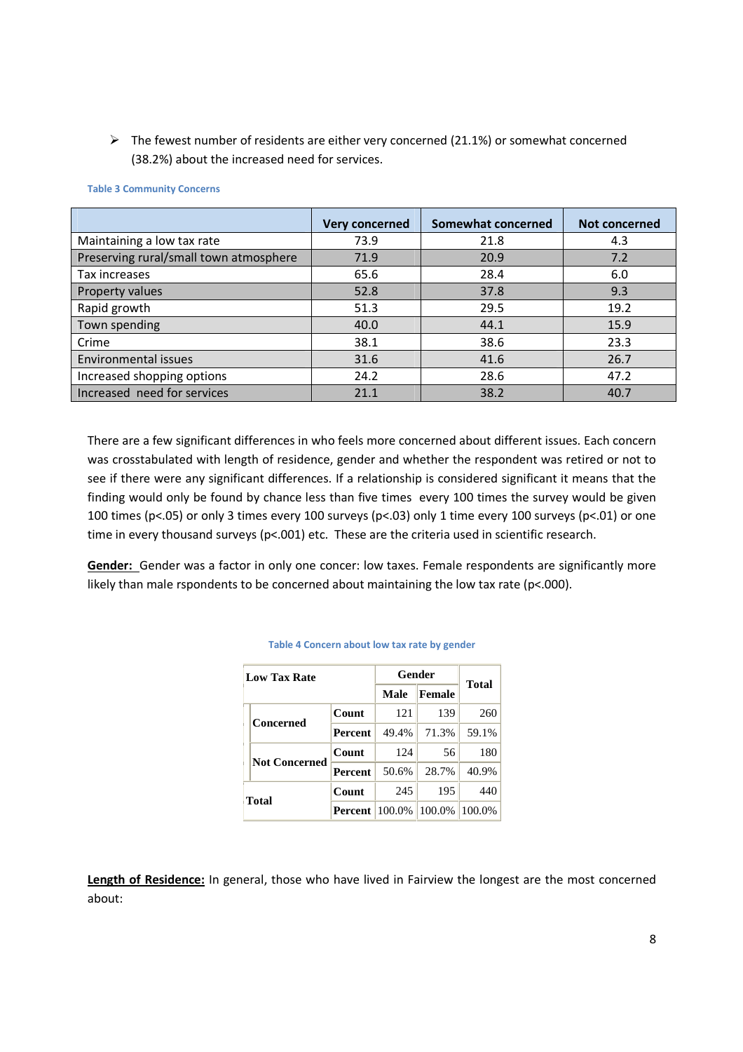- The fewest number of residents are either very concerned (21.1%) or somewhat concerned (38.2%) about the increased need for services.

Table 3 Community Concerns

| | Very concerned | Somewhat concerned | Not concerned |
|---|---|---|---|
| Maintaining a low tax rate | 73.9 | 21.8 | 4.3 |
| Preserving rural/small town atmosphere | 71.9 | 20.9 | 7.2 |
| Tax increases | 65.6 | 28.4 | 6.0 |
| Property values | 52.8 | 37.8 | 9.3 |
| Rapid growth | 51.3 | 29.5 | 19.2 |
| Town spending | 40.0 | 44.1 | 15.9 |
| Crime | 38.1 | 38.6 | 23.3 |
| Environmental issues | 31.6 | 41.6 | 26.7 |
| Increased shopping options | 24.2 | 28.6 | 47.2 |
| Increased need for services | 21.1 | 38.2 | 40.7 |

There are a few significant differences in who feels more concerned about different issues. Each concern was crosstabulated with length of residence, gender and whether the respondent was retired or not to see if there were any significant differences. If a relationship is considered significant it means that the finding would only be found by chance less than five times every 100 times the survey would be given 100 times ($p<.05$) or only 3 times every 100 surveys ($p<.03$) only 1 time every 100 surveys ($p<.01$) or one time in every thousand surveys ($p<.001$) etc. These are the criteria used in scientific research.

**Gender:** Gender was a factor in only one concer: low taxes. Female respondents are significantly more likely than male rspondents to be concerned about maintaining the low tax rate ($p<.000$).

Table 4 Concern about low tax rate by gender

| Low Tax Rate | | Gender | | Total |
|---|---|---|---|---|
| | | Male | Female | |
| Concerned | Count | 121 | 139 | 260 |
| | Percent | 49.4% | 71.3% | 59.1% |
| Not Concerned | Count | 124 | 56 | 180 |
| | Percent | 50.6% | 28.7% | 40.9% |
| Total | Count | 245 | 195 | 440 |
| | Percent | 100.0% | 100.0% | 100.0% |

**Length of Residence:** In general, those who have lived in Fairview the longest are the most concerned about: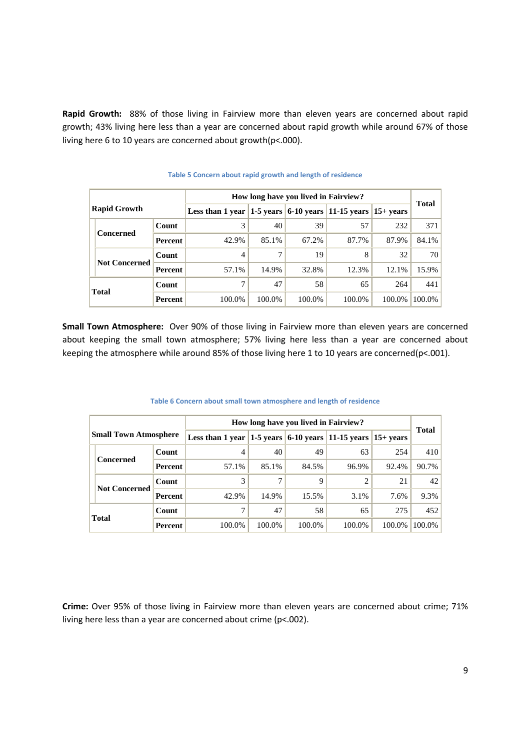**Rapid Growth:** 88% of those living in Fairview more than eleven years are concerned about rapid growth; 43% living here less than a year are concerned about rapid growth while around 67% of those living here 6 to 10 years are concerned about growth($p<.000$).

Table 5 Concern about rapid growth and length of residence

| Rapid Growth | | How long have you lived in Fairview? | | | | | Total |
|---|---|---|---|---|---|---|---|
| | | Less than 1 year | 1-5 years | 6-10 years | 11-15 years | 15+ years | |
| Concerned | Count | 3 | 40 | 39 | 57 | 232 | 371 |
| | Percent | 42.9% | 85.1% | 67.2% | 87.7% | 87.9% | 84.1% |
| Not Concerned | Count | 4 | 7 | 19 | 8 | 32 | 70 |
| | Percent | 57.1% | 14.9% | 32.8% | 12.3% | 12.1% | 15.9% |
| Total | Count | 7 | 47 | 58 | 65 | 264 | 441 |
| | Percent | 100.0% | 100.0% | 100.0% | 100.0% | 100.0% | 100.0% |

**Small Town Atmosphere:** Over 90% of those living in Fairview more than eleven years are concerned about keeping the small town atmosphere; 57% living here less than a year are concerned about keeping the atmosphere while around 85% of those living here 1 to 10 years are concerned($p<.001$).

Table 6 Concern about small town atmosphere and length of residence

| Small Town Atmosphere | | How long have you lived in Fairview? | | | | | Total |
|---|---|---|---|---|---|---|---|
| | | Less than 1 year | 1-5 years | 6-10 years | 11-15 years | 15+ years | |
| Concerned | Count | 4 | 40 | 49 | 63 | 254 | 410 |
| | Percent | 57.1% | 85.1% | 84.5% | 96.9% | 92.4% | 90.7% |
| Not Concerned | Count | 3 | 7 | 9 | 2 | 21 | 42 |
| | Percent | 42.9% | 14.9% | 15.5% | 3.1% | 7.6% | 9.3% |
| Total | Count | 7 | 47 | 58 | 65 | 275 | 452 |
| | Percent | 100.0% | 100.0% | 100.0% | 100.0% | 100.0% | 100.0% |

**Crime:** Over 95% of those living in Fairview more than eleven years are concerned about crime; 71% living here less than a year are concerned about crime ($p<.002$).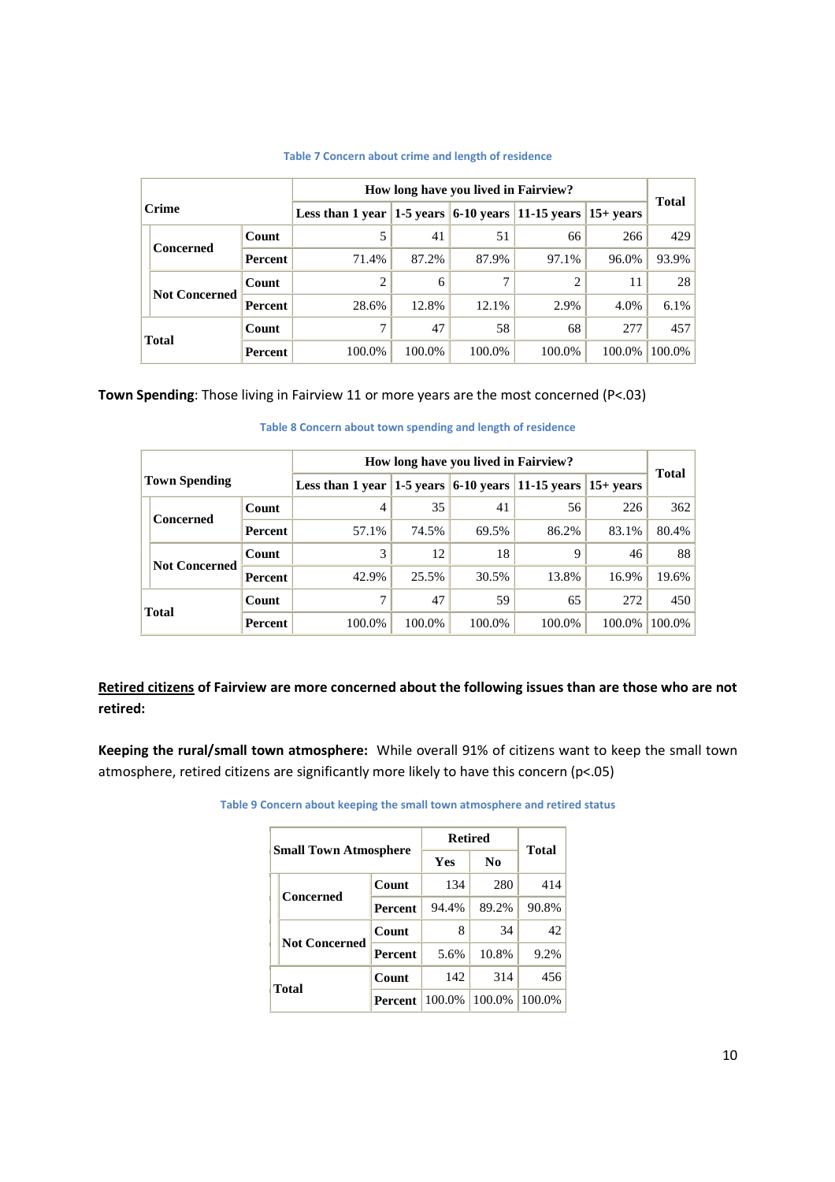Table 7 Concern about crime and length of residence

| Crime | | How long have you lived in Fairview? | | | | | Total |
|---|---|---|---|---|---|---|---|
| | | Less than 1 year | 1-5 years | 6-10 years | 11-15 years | 15+ years | |
| Concerned | Count | 5 | 41 | 51 | 66 | 266 | 429 |
| | Percent | 71.4% | 87.2% | 87.9% | 97.1% | 96.0% | 93.9% |
| Not Concerned | Count | 2 | 6 | 7 | 2 | 11 | 28 |
| | Percent | 28.6% | 12.8% | 12.1% | 2.9% | 4.0% | 6.1% |
| Total | Count | 7 | 47 | 58 | 68 | 277 | 457 |
| | Percent | 100.0% | 100.0% | 100.0% | 100.0% | 100.0% | 100.0% |

**Town Spending**: Those living in Fairview 11 or more years are the most concerned ($P<.03$)

Table 8 Concern about town spending and length of residence

| Town Spending | | How long have you lived in Fairview? | | | | | Total |
|---|---|---|---|---|---|---|---|
| | | Less than 1 year | 1-5 years | 6-10 years | 11-15 years | 15+ years | |
| Concerned | Count | 4 | 35 | 41 | 56 | 226 | 362 |
| | Percent | 57.1% | 74.5% | 69.5% | 86.2% | 83.1% | 80.4% |
| Not Concerned | Count | 3 | 12 | 18 | 9 | 46 | 88 |
| | Percent | 42.9% | 25.5% | 30.5% | 13.8% | 16.9% | 19.6% |
| Total | Count | 7 | 47 | 59 | 65 | 272 | 450 |
| | Percent | 100.0% | 100.0% | 100.0% | 100.0% | 100.0% | 100.0% |

**<u>Retired citizens</u> of Fairview are more concerned about the following issues than are those who are not retired:**

**Keeping the rural/small town atmosphere:** While overall 91% of citizens want to keep the small town atmosphere, retired citizens are significantly more likely to have this concern ($p<.05$)

Table 9 Concern about keeping the small town atmosphere and retired status

| Small Town Atmosphere | | Retired | | Total |
|---|---|---|---|---|
| | | Yes | No | |
| Concerned | Count | 134 | 280 | 414 |
| | Percent | 94.4% | 89.2% | 90.8% |
| Not Concerned | Count | 8 | 34 | 42 |
| | Percent | 5.6% | 10.8% | 9.2% |
| Total | Count | 142 | 314 | 456 |
| | Percent | 100.0% | 100.0% | 100.0% |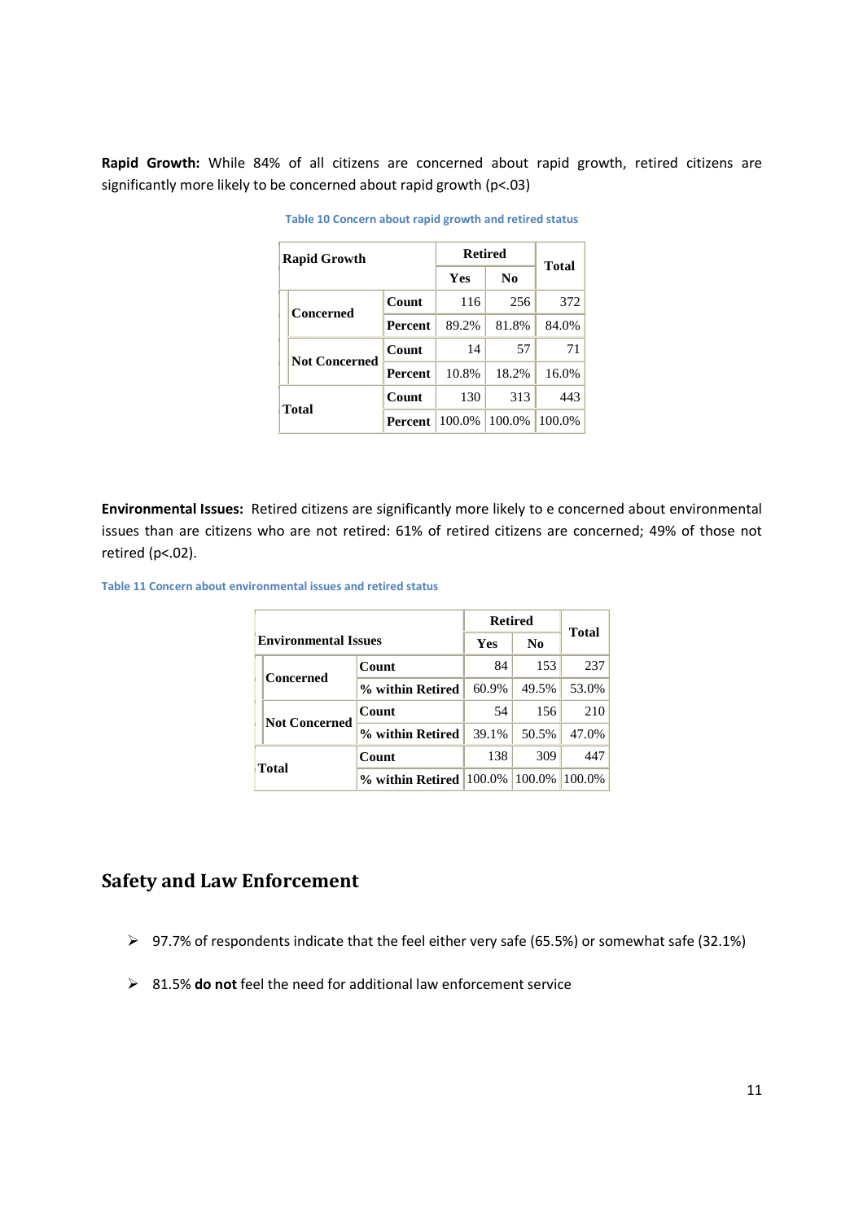**Rapid Growth:** While 84% of all citizens are concerned about rapid growth, retired citizens are significantly more likely to be concerned about rapid growth ($p<.03$)

Table 10 Concern about rapid growth and retired status

| Rapid Growth | | | Retired | | Total |
|---|---|---|---|---|---|
| | | | Yes | No | |
| | Concerned | Count | 116 | 256 | 372 |
| | | Percent | 89.2% | 81.8% | 84.0% |
| | Not Concerned | Count | 14 | 57 | 71 |
| | | Percent | 10.8% | 18.2% | 16.0% |
| Total | | Count | 130 | 313 | 443 |
| | | Percent | 100.0% | 100.0% | 100.0% |

**Environmental Issues:** Retired citizens are significantly more likely to e concerned about environmental issues than are citizens who are not retired: 61% of retired citizens are concerned; 49% of those not retired ($p<.02$).

Table 11 Concern about environmental issues and retired status

| Environmental Issues | | | Retired | | Total |
|---|---|---|---|---|---|
| | | | Yes | No | |
| | Concerned | Count | 84 | 153 | 237 |
| | | % within Retired | 60.9% | 49.5% | 53.0% |
| | Not Concerned | Count | 54 | 156 | 210 |
| | | % within Retired | 39.1% | 50.5% | 47.0% |
| Total | | Count | 138 | 309 | 447 |
| | | % within Retired | 100.0% | 100.0% | 100.0% |

## Safety and Law Enforcement

- 97.7% of respondents indicate that the feel either very safe (65.5%) or somewhat safe (32.1%)
- 81.5% **do not** feel the need for additional law enforcement service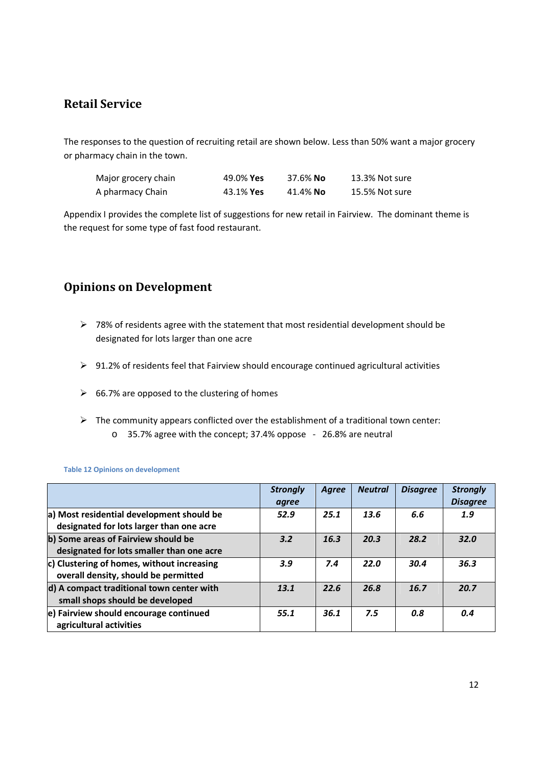## Retail Service

The responses to the question of recruiting retail are shown below. Less than 50% want a major grocery or pharmacy chain in the town.

| | | | |
|---|---|---|---|
| Major grocery chain | 49.0% **Yes** | 37.6% **No** | 13.3% Not sure |
| A pharmacy Chain | 43.1% **Yes** | 41.4% **No** | 15.5% Not sure |

Appendix I provides the complete list of suggestions for new retail in Fairview. The dominant theme is the request for some type of fast food restaurant.

## Opinions on Development

- 78% of residents agree with the statement that most residential development should be designated for lots larger than one acre
- 91.2% of residents feel that Fairview should encourage continued agricultural activities
- 66.7% are opposed to the clustering of homes
- The community appears conflicted over the establishment of a traditional town center:
  - 35.7% agree with the concept; 37.4% oppose - 26.8% are neutral

Table 12 Opinions on development

| | *Strongly agree* | *Agree* | *Neutral* | *Disagree* | *Strongly Disagree* |
|---|---|---|---|---|---|
| **a) Most residential development should be designated for lots larger than one acre** | ***52.9*** | ***25.1*** | ***13.6*** | ***6.6*** | ***1.9*** |
| **b) Some areas of Fairview should be designated for lots smaller than one acre** | ***3.2*** | ***16.3*** | ***20.3*** | ***28.2*** | ***32.0*** |
| **c) Clustering of homes, without increasing overall density, should be permitted** | ***3.9*** | ***7.4*** | ***22.0*** | ***30.4*** | ***36.3*** |
| **d) A compact traditional town center with small shops should be developed** | ***13.1*** | ***22.6*** | ***26.8*** | ***16.7*** | ***20.7*** |
| **e) Fairview should encourage continued agricultural activities** | ***55.1*** | ***36.1*** | ***7.5*** | ***0.8*** | ***0.4*** |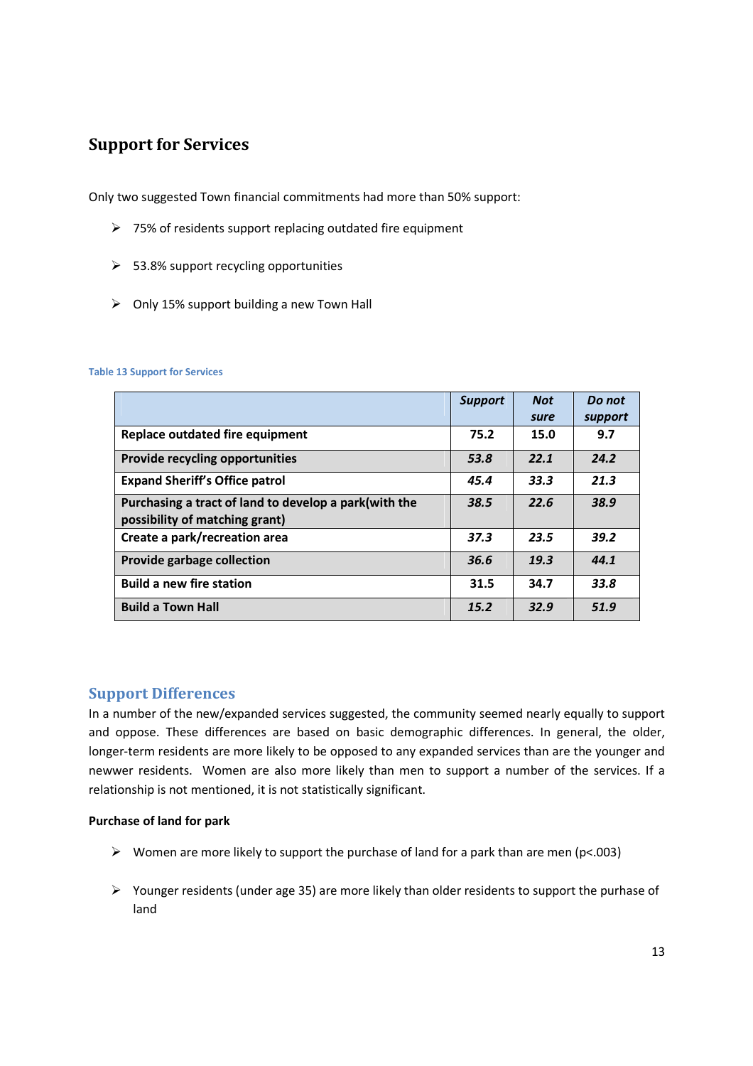## Support for Services

Only two suggested Town financial commitments had more than 50% support:

- 75% of residents support replacing outdated fire equipment
- 53.8% support recycling opportunities
- Only 15% support building a new Town Hall

Table 13 Support for Services

| | *Support* | *Not sure* | *Do not support* |
|---|---|---|---|
| **Replace outdated fire equipment** | **75.2** | **15.0** | **9.7** |
| **Provide recycling opportunities** | ***53.8*** | ***22.1*** | ***24.2*** |
| **Expand Sheriff's Office patrol** | ***45.4*** | ***33.3*** | ***21.3*** |
| **Purchasing a tract of land to develop a park(with the possibility of matching grant)** | ***38.5*** | ***22.6*** | ***38.9*** |
| **Create a park/recreation area** | ***37.3*** | ***23.5*** | ***39.2*** |
| **Provide garbage collection** | ***36.6*** | ***19.3*** | ***44.1*** |
| **Build a new fire station** | **31.5** | **34.7** | ***33.8*** |
| **Build a Town Hall** | ***15.2*** | ***32.9*** | ***51.9*** |

## Support Differences

In a number of the new/expanded services suggested, the community seemed nearly equally to support and oppose. These differences are based on basic demographic differences. In general, the older, longer-term residents are more likely to be opposed to any expanded services than are the younger and newwer residents. Women are also more likely than men to support a number of the services. If a relationship is not mentioned, it is not statistically significant.

**Purchase of land for park**

- Women are more likely to support the purchase of land for a park than are men ($p<.003$)
- Younger residents (under age 35) are more likely than older residents to support the purhase of land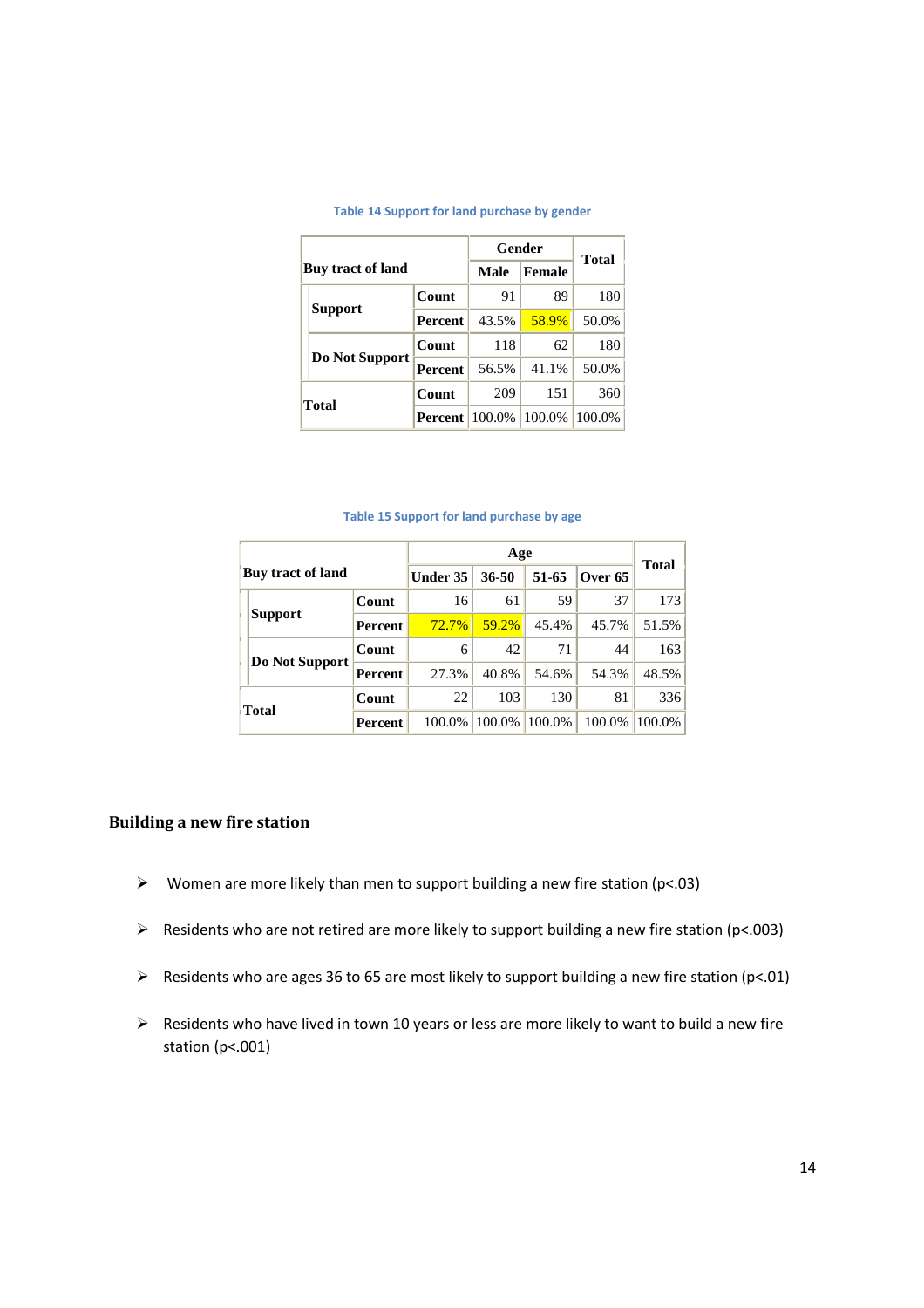Table 14 Support for land purchase by gender

| Buy tract of land | | | Gender | | Total |
|---|---|---|---|---|---|
| | | | Male | Female | |
| Support | | Count | 91 | 89 | 180 |
| | | Percent | 43.5% | 58.9% | 50.0% |
| Do Not Support | | Count | 118 | 62 | 180 |
| | | Percent | 56.5% | 41.1% | 50.0% |
| Total | | Count | 209 | 151 | 360 |
| | | Percent | 100.0% | 100.0% | 100.0% |

Table 15 Support for land purchase by age

| Buy tract of land | | | Age | | | | Total |
|---|---|---|---|---|---|---|---|
| | | | Under 35 | 36-50 | 51-65 | Over 65 | |
| Support | | Count | 16 | 61 | 59 | 37 | 173 |
| | | Percent | 72.7% | 59.2% | 45.4% | 45.7% | 51.5% |
| Do Not Support | | Count | 6 | 42 | 71 | 44 | 163 |
| | | Percent | 27.3% | 40.8% | 54.6% | 54.3% | 48.5% |
| Total | | Count | 22 | 103 | 130 | 81 | 336 |
| | | Percent | 100.0% | 100.0% | 100.0% | 100.0% | 100.0% |

### Building a new fire station

- Women are more likely than men to support building a new fire station ($p<.03$)
- Residents who are not retired are more likely to support building a new fire station ($p<.003$)
- Residents who are ages 36 to 65 are most likely to support building a new fire station ($p<.01$)
- Residents who have lived in town 10 years or less are more likely to want to build a new fire station ($p<.001$)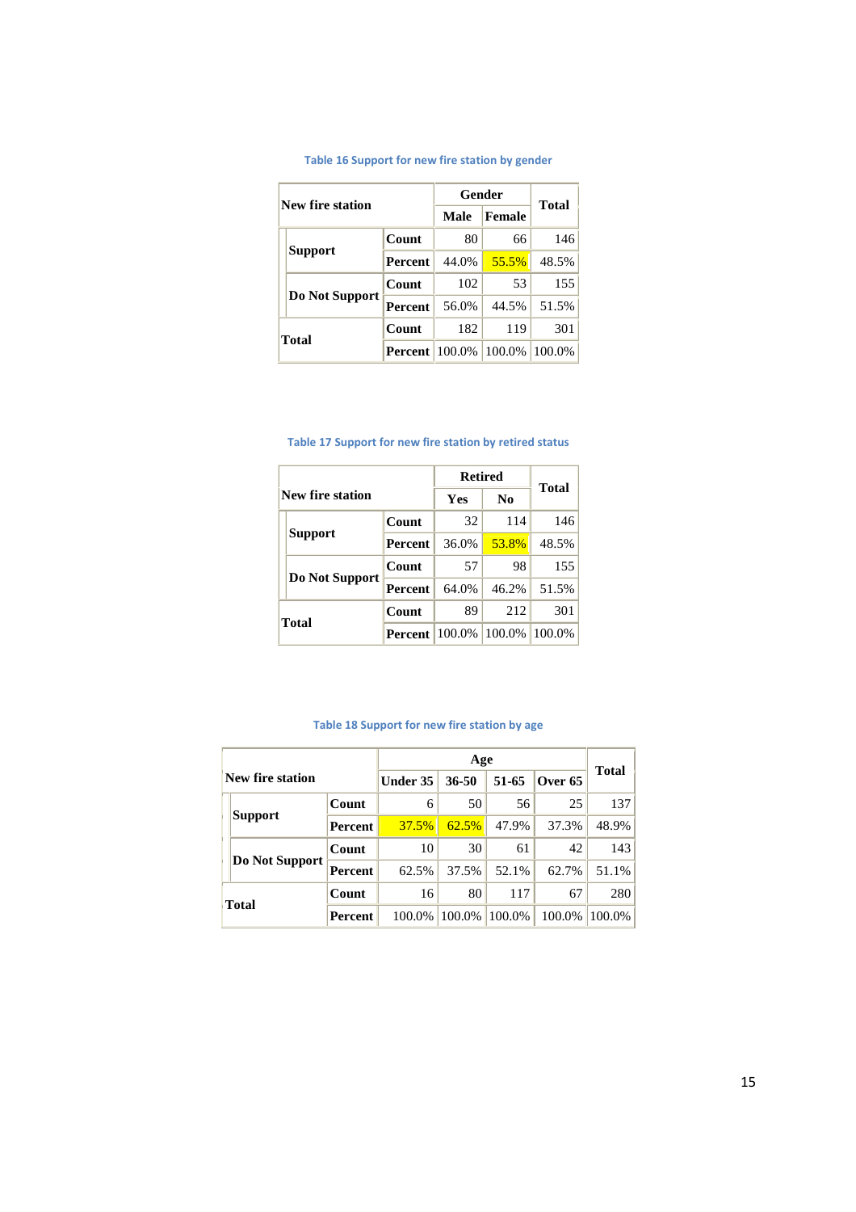Table 16 Support for new fire station by gender

| New fire station | | | Gender | | Total |
|---|---|---|---|---|---|
| | | | Male | Female | |
| Support | | Count | 80 | 66 | 146 |
| | | Percent | 44.0% | 55.5% | 48.5% |
| Do Not Support | | Count | 102 | 53 | 155 |
| | | Percent | 56.0% | 44.5% | 51.5% |
| Total | | Count | 182 | 119 | 301 |
| | | Percent | 100.0% | 100.0% | 100.0% |

Table 17 Support for new fire station by retired status

| New fire station | | | Retired | | Total |
|---|---|---|---|---|---|
| | | | Yes | No | |
| Support | | Count | 32 | 114 | 146 |
| | | Percent | 36.0% | 53.8% | 48.5% |
| Do Not Support | | Count | 57 | 98 | 155 |
| | | Percent | 64.0% | 46.2% | 51.5% |
| Total | | Count | 89 | 212 | 301 |
| | | Percent | 100.0% | 100.0% | 100.0% |

Table 18 Support for new fire station by age

| New fire station | | | Age | | | | Total |
|---|---|---|---|---|---|---|---|
| | | | Under 35 | 36-50 | 51-65 | Over 65 | |
| Support | | Count | 6 | 50 | 56 | 25 | 137 |
| | | Percent | 37.5% | 62.5% | 47.9% | 37.3% | 48.9% |
| Do Not Support | | Count | 10 | 30 | 61 | 42 | 143 |
| | | Percent | 62.5% | 37.5% | 52.1% | 62.7% | 51.1% |
| Total | | Count | 16 | 80 | 117 | 67 | 280 |
| | | Percent | 100.0% | 100.0% | 100.0% | 100.0% | 100.0% |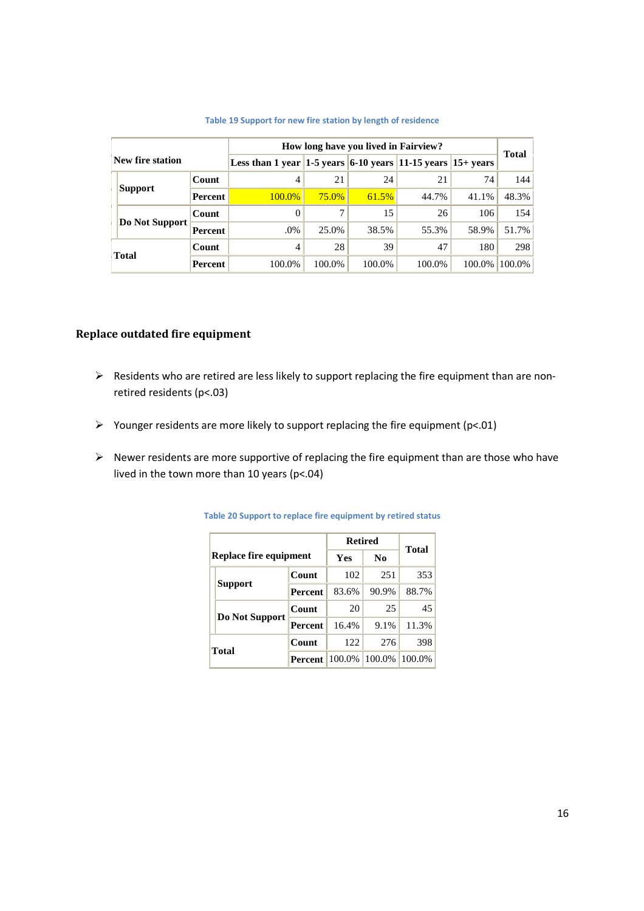Table 19 Support for new fire station by length of residence

| New fire station | | How long have you lived in Fairview? | | | | | Total |
|---|---|---|---|---|---|---|---|
| | | Less than 1 year | 1-5 years | 6-10 years | 11-15 years | 15+ years | |
| Support | Count | 4 | 21 | 24 | 21 | 74 | 144 |
| | Percent | 100.0% | 75.0% | 61.5% | 44.7% | 41.1% | 48.3% |
| Do Not Support | Count | 0 | 7 | 15 | 26 | 106 | 154 |
| | Percent | .0% | 25.0% | 38.5% | 55.3% | 58.9% | 51.7% |
| Total | Count | 4 | 28 | 39 | 47 | 180 | 298 |
| | Percent | 100.0% | 100.0% | 100.0% | 100.0% | 100.0% | 100.0% |

## Replace outdated fire equipment

- Residents who are retired are less likely to support replacing the fire equipment than are non-retired residents ($p<.03$)
- Younger residents are more likely to support replacing the fire equipment ($p<.01$)
- Newer residents are more supportive of replacing the fire equipment than are those who have lived in the town more than 10 years ($p<.04$)

Table 20 Support to replace fire equipment by retired status

| Replace fire equipment | | Retired | | Total |
|---|---|---|---|---|
| | | Yes | No | |
| Support | Count | 102 | 251 | 353 |
| | Percent | 83.6% | 90.9% | 88.7% |
| Do Not Support | Count | 20 | 25 | 45 |
| | Percent | 16.4% | 9.1% | 11.3% |
| Total | Count | 122 | 276 | 398 |
| | Percent | 100.0% | 100.0% | 100.0% |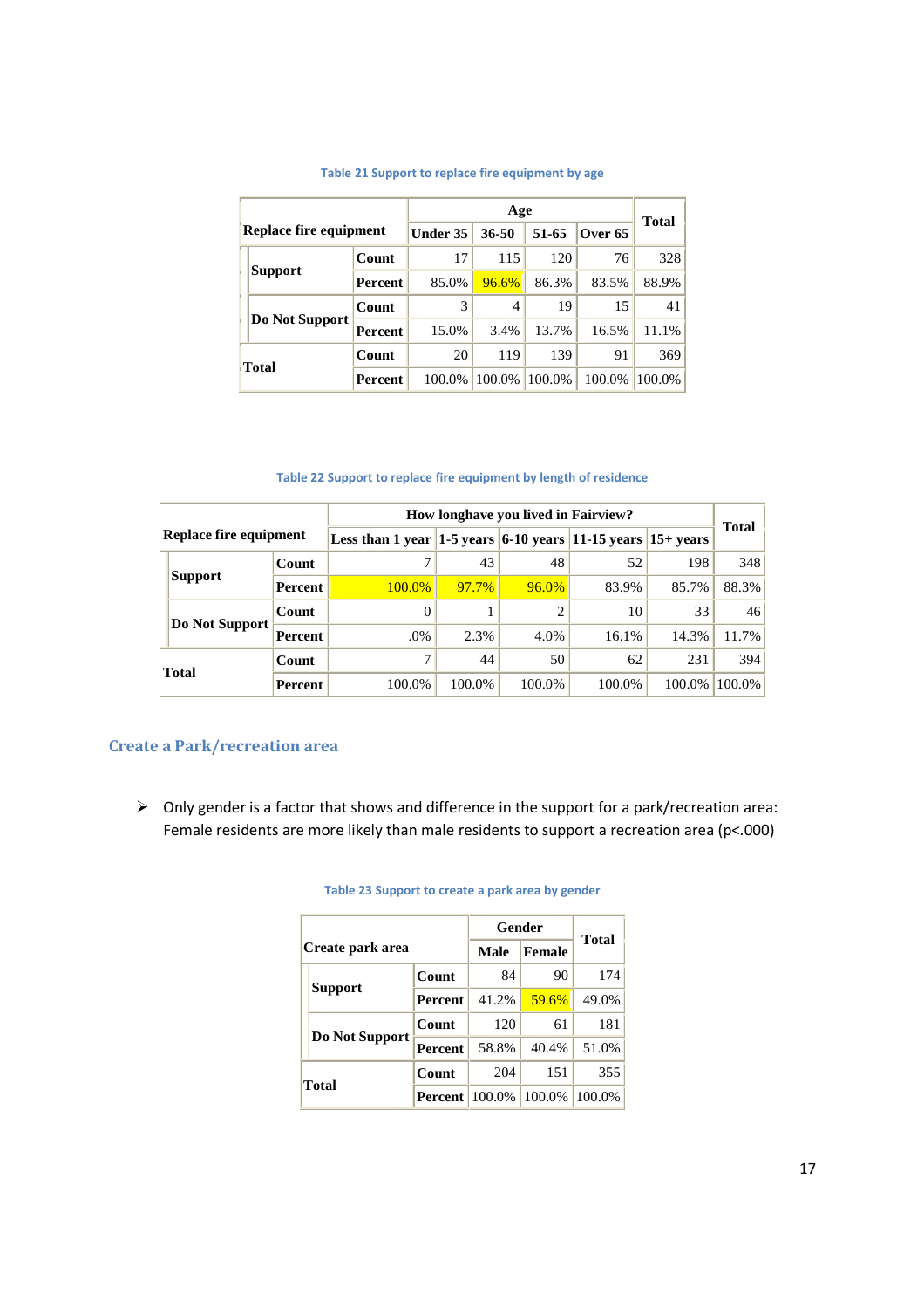Table 21 Support to replace fire equipment by age

| Replace fire equipment | | | Age | | | | Total |
|---|---|---|---|---|---|---|---|
| | | | Under 35 | 36-50 | 51-65 | Over 65 | |
| Support | | Count | 17 | 115 | 120 | 76 | 328 |
| | | Percent | 85.0% | 96.6% | 86.3% | 83.5% | 88.9% |
| Do Not Support | | Count | 3 | 4 | 19 | 15 | 41 |
| | | Percent | 15.0% | 3.4% | 13.7% | 16.5% | 11.1% |
| Total | | Count | 20 | 119 | 139 | 91 | 369 |
| | | Percent | 100.0% | 100.0% | 100.0% | 100.0% | 100.0% |

Table 22 Support to replace fire equipment by length of residence

| Replace fire equipment | | How longhave you lived in Fairview? | | | | | Total |
|---|---|---|---|---|---|---|---|
| | | Less than 1 year | 1-5 years | 6-10 years | 11-15 years | 15+ years | |
| Support | Count | 7 | 43 | 48 | 52 | 198 | 348 |
| | Percent | 100.0% | 97.7% | 96.0% | 83.9% | 85.7% | 88.3% |
| Do Not Support | Count | 0 | 1 | 2 | 10 | 33 | 46 |
| | Percent | .0% | 2.3% | 4.0% | 16.1% | 14.3% | 11.7% |
| Total | Count | 7 | 44 | 50 | 62 | 231 | 394 |
| | Percent | 100.0% | 100.0% | 100.0% | 100.0% | 100.0% | 100.0% |

## Create a Park/recreation area

- Only gender is a factor that shows and difference in the support for a park/recreation area: Female residents are more likely than male residents to support a recreation area ($p<.000$)

Table 23 Support to create a park area by gender

| Create park area | | Gender | | Total |
|---|---|---|---|---|
| | | Male | Female | |
| Support | Count | 84 | 90 | 174 |
| | Percent | 41.2% | 59.6% | 49.0% |
| Do Not Support | Count | 120 | 61 | 181 |
| | Percent | 58.8% | 40.4% | 51.0% |
| Total | Count | 204 | 151 | 355 |
| | Percent | 100.0% | 100.0% | 100.0% |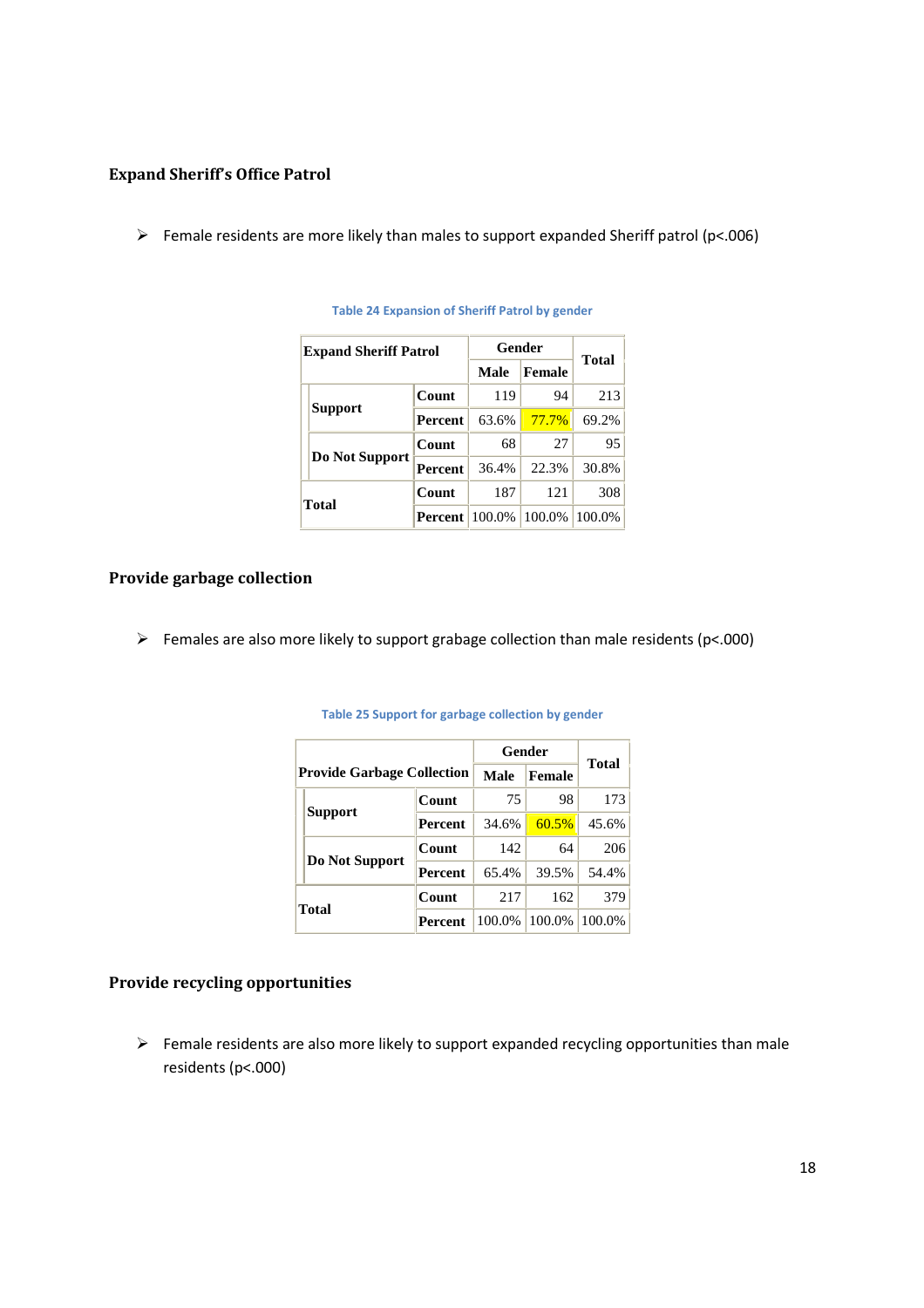### Expand Sheriff's Office Patrol

- Female residents are more likely than males to support expanded Sheriff patrol (p<.006)

Table 24 Expansion of Sheriff Patrol by gender

| Expand Sheriff Patrol | | | Gender | | Total |
|---|---|---|---|---|---|
| | | | Male | Female | |
| Support | | Count | 119 | 94 | 213 |
| | | Percent | 63.6% | 77.7% | 69.2% |
| Do Not Support | | Count | 68 | 27 | 95 |
| | | Percent | 36.4% | 22.3% | 30.8% |
| Total | | Count | 187 | 121 | 308 |
| | | Percent | 100.0% | 100.0% | 100.0% |

### Provide garbage collection

- Females are also more likely to support grabage collection than male residents (p<.000)

Table 25 Support for garbage collection by gender

| Provide Garbage Collection | | | Gender | | Total |
|---|---|---|---|---|---|
| | | | Male | Female | |
| Support | | Count | 75 | 98 | 173 |
| | | Percent | 34.6% | 60.5% | 45.6% |
| Do Not Support | | Count | 142 | 64 | 206 |
| | | Percent | 65.4% | 39.5% | 54.4% |
| Total | | Count | 217 | 162 | 379 |
| | | Percent | 100.0% | 100.0% | 100.0% |

### Provide recycling opportunities

- Female residents are also more likely to support expanded recycling opportunities than male residents (p<.000)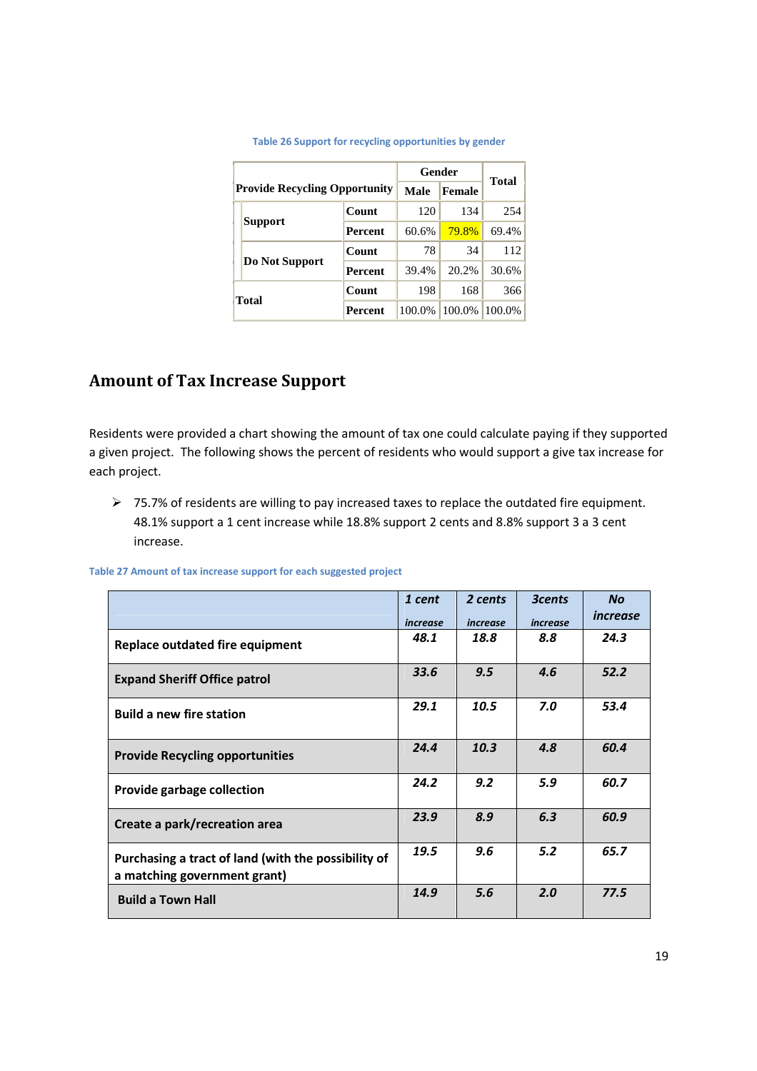Table 26 Support for recycling opportunities by gender

| Provide Recycling Opportunity | | Gender | | Total |
|---|---|---|---|---|
| | | Male | Female | |
| Support | Count | 120 | 134 | 254 |
| | Percent | 60.6% | 79.8% | 69.4% |
| Do Not Support | Count | 78 | 34 | 112 |
| | Percent | 39.4% | 20.2% | 30.6% |
| Total | Count | 198 | 168 | 366 |
| | Percent | 100.0% | 100.0% | 100.0% |

## Amount of Tax Increase Support

Residents were provided a chart showing the amount of tax one could calculate paying if they supported a given project. The following shows the percent of residents who would support a give tax increase for each project.

- 75.7% of residents are willing to pay increased taxes to replace the outdated fire equipment. 48.1% support a 1 cent increase while 18.8% support 2 cents and 8.8% support 3 a 3 cent increase.

Table 27 Amount of tax increase support for each suggested project

| | *1 cent increase* | *2 cents increase* | *3cents increase* | *No increase* |
|---|---|---|---|---|
| **Replace outdated fire equipment** | ***48.1*** | ***18.8*** | ***8.8*** | ***24.3*** |
| **Expand Sheriff Office patrol** | ***33.6*** | ***9.5*** | ***4.6*** | ***52.2*** |
| **Build a new fire station** | ***29.1*** | ***10.5*** | ***7.0*** | ***53.4*** |
| **Provide Recycling opportunities** | ***24.4*** | ***10.3*** | ***4.8*** | ***60.4*** |
| **Provide garbage collection** | ***24.2*** | ***9.2*** | ***5.9*** | ***60.7*** |
| **Create a park/recreation area** | ***23.9*** | ***8.9*** | ***6.3*** | ***60.9*** |
| **Purchasing a tract of land (with the possibility of a matching government grant)** | ***19.5*** | ***9.6*** | ***5.2*** | ***65.7*** |
| **Build a Town Hall** | ***14.9*** | ***5.6*** | ***2.0*** | ***77.5*** |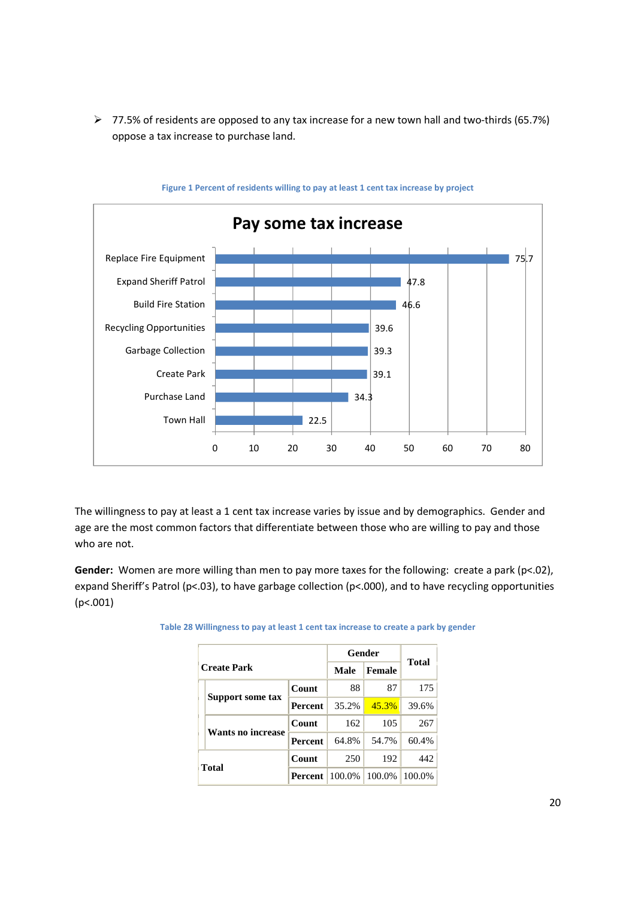- 77.5% of residents are opposed to any tax increase for a new town hall and two-thirds (65.7%) oppose a tax increase to purchase land.

**Figure 1 Percent of residents willing to pay at least 1 cent tax increase by project**

**Pay some tax increase**

| Project | Percent |
|---|---|
| Replace Fire Equipment | 75.7 |
| Expand Sheriff Patrol | 47.8 |
| Build Fire Station | 46.6 |
| Recycling Opportunities | 39.6 |
| Garbage Collection | 39.3 |
| Create Park | 39.1 |
| Purchase Land | 34.3 |
| Town Hall | 22.5 |

The willingness to pay at least a 1 cent tax increase varies by issue and by demographics. Gender and age are the most common factors that differentiate between those who are willing to pay and those who are not.

**Gender:** Women are more willing than men to pay more taxes for the following: create a park ($p<.02$), expand Sheriff's Patrol ($p<.03$), to have garbage collection ($p<.000$), and to have recycling opportunities ($p<.001$)

**Table 28 Willingness to pay at least 1 cent tax increase to create a park by gender**

| Create Park | | Gender | | Total |
|---|---|---|---|---|
| | | Male | Female | |
| Support some tax | Count | 88 | 87 | 175 |
| | Percent | 35.2% | 45.3% | 39.6% |
| Wants no increase | Count | 162 | 105 | 267 |
| | Percent | 64.8% | 54.7% | 60.4% |
| Total | Count | 250 | 192 | 442 |
| | Percent | 100.0% | 100.0% | 100.0% |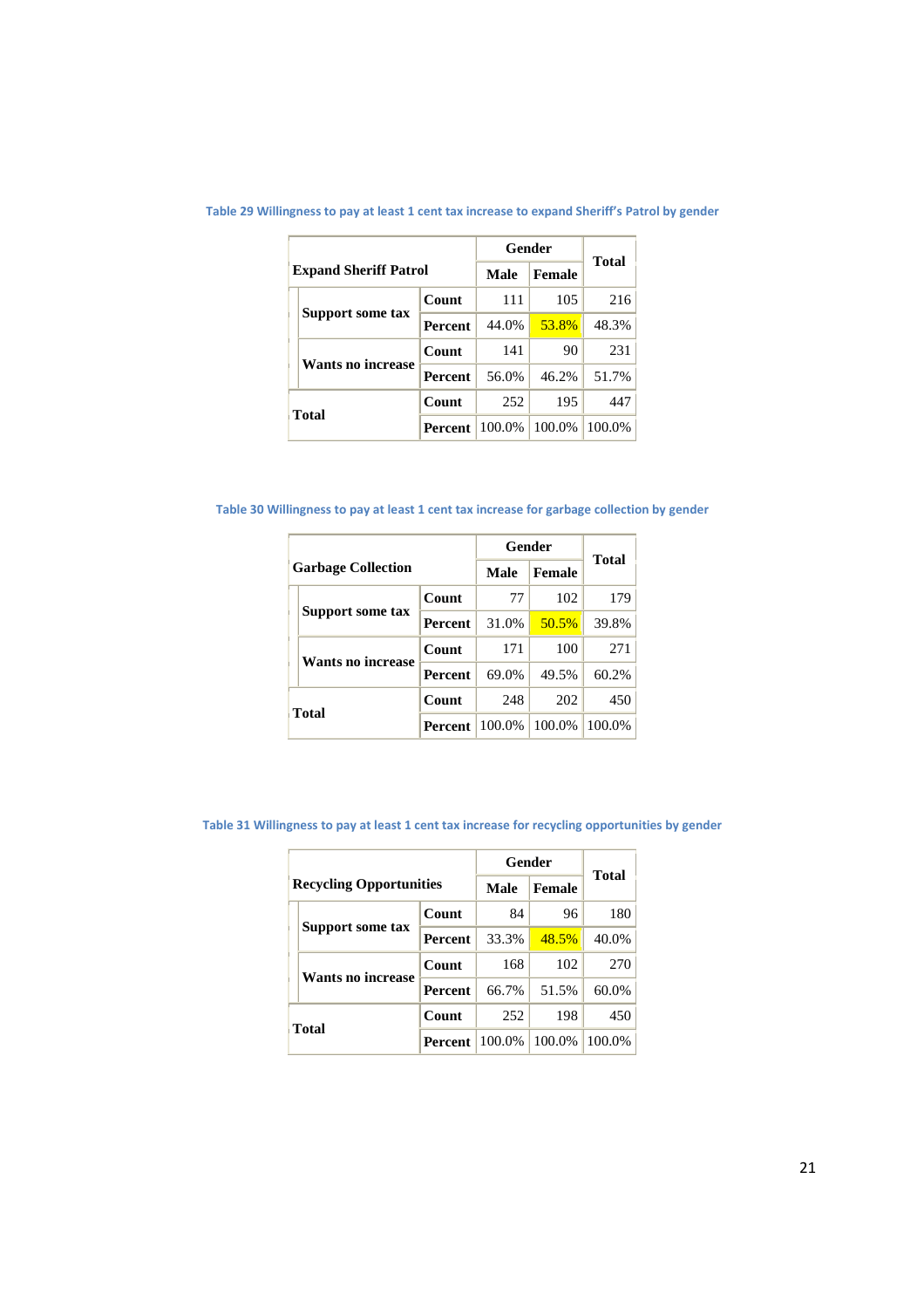Table 29 Willingness to pay at least 1 cent tax increase to expand Sheriff's Patrol by gender

| Expand Sheriff Patrol | | Gender | | Total |
|---|---|---|---|---|
| | | Male | Female | |
| Support some tax | Count | 111 | 105 | 216 |
| | Percent | 44.0% | 53.8% | 48.3% |
| Wants no increase | Count | 141 | 90 | 231 |
| | Percent | 56.0% | 46.2% | 51.7% |
| Total | Count | 252 | 195 | 447 |
| | Percent | 100.0% | 100.0% | 100.0% |

Table 30 Willingness to pay at least 1 cent tax increase for garbage collection by gender

| Garbage Collection | | Gender | | Total |
|---|---|---|---|---|
| | | Male | Female | |
| Support some tax | Count | 77 | 102 | 179 |
| | Percent | 31.0% | 50.5% | 39.8% |
| Wants no increase | Count | 171 | 100 | 271 |
| | Percent | 69.0% | 49.5% | 60.2% |
| Total | Count | 248 | 202 | 450 |
| | Percent | 100.0% | 100.0% | 100.0% |

Table 31 Willingness to pay at least 1 cent tax increase for recycling opportunities by gender

| Recycling Opportunities | | Gender | | Total |
|---|---|---|---|---|
| | | Male | Female | |
| Support some tax | Count | 84 | 96 | 180 |
| | Percent | 33.3% | 48.5% | 40.0% |
| Wants no increase | Count | 168 | 102 | 270 |
| | Percent | 66.7% | 51.5% | 60.0% |
| Total | Count | 252 | 198 | 450 |
| | Percent | 100.0% | 100.0% | 100.0% |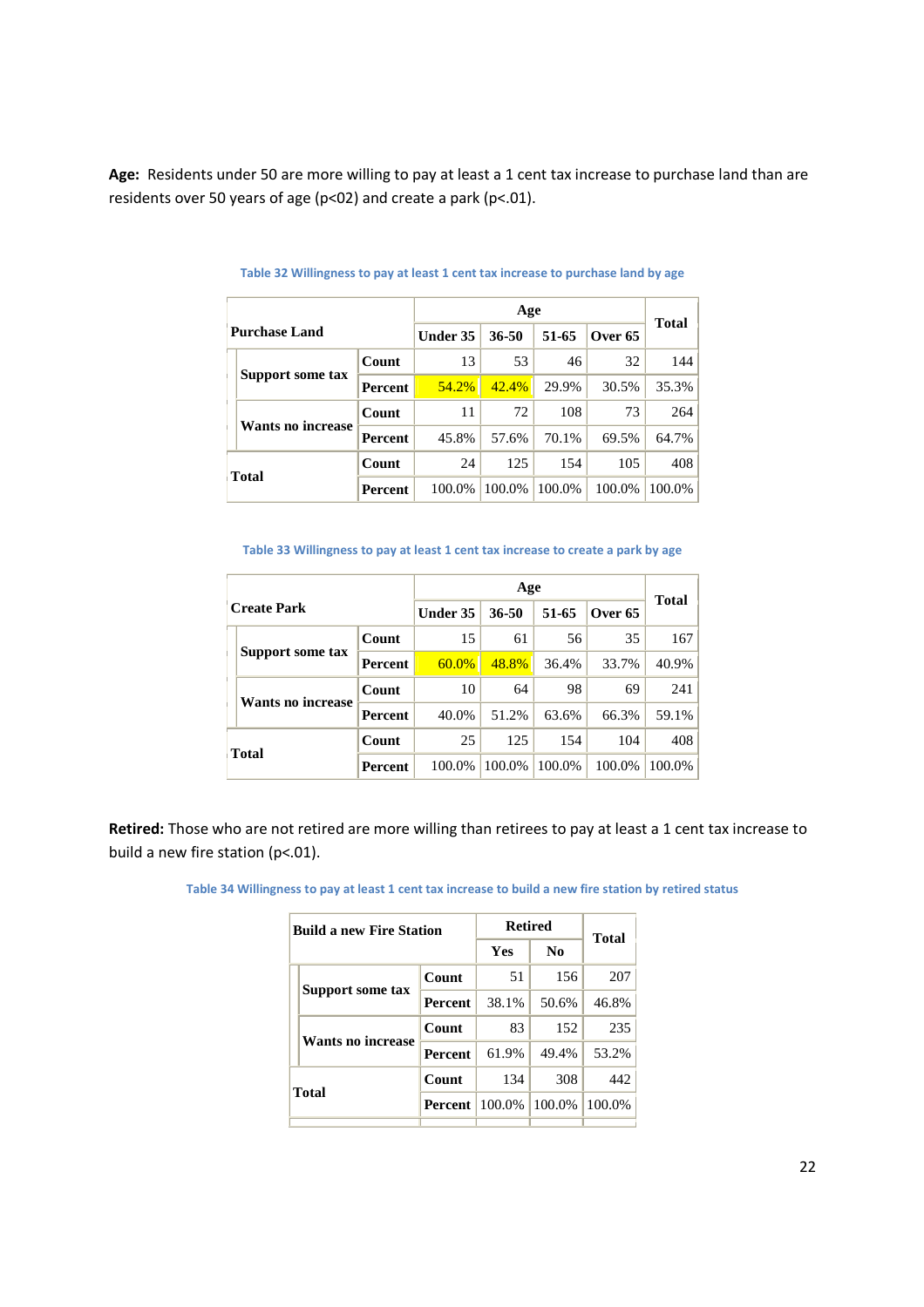**Age:** Residents under 50 are more willing to pay at least a 1 cent tax increase to purchase land than are residents over 50 years of age (p<02) and create a park (p<.01).

Table 32 Willingness to pay at least 1 cent tax increase to purchase land by age

| Purchase Land | | Age | | | | Total |
|---|---|---|---|---|---|---|
| | | Under 35 | 36-50 | 51-65 | Over 65 | |
| Support some tax | Count | 13 | 53 | 46 | 32 | 144 |
| | Percent | 54.2% | 42.4% | 29.9% | 30.5% | 35.3% |
| Wants no increase | Count | 11 | 72 | 108 | 73 | 264 |
| | Percent | 45.8% | 57.6% | 70.1% | 69.5% | 64.7% |
| Total | Count | 24 | 125 | 154 | 105 | 408 |
| | Percent | 100.0% | 100.0% | 100.0% | 100.0% | 100.0% |

Table 33 Willingness to pay at least 1 cent tax increase to create a park by age

| Create Park | | Age | | | | Total |
|---|---|---|---|---|---|---|
| | | Under 35 | 36-50 | 51-65 | Over 65 | |
| Support some tax | Count | 15 | 61 | 56 | 35 | 167 |
| | Percent | 60.0% | 48.8% | 36.4% | 33.7% | 40.9% |
| Wants no increase | Count | 10 | 64 | 98 | 69 | 241 |
| | Percent | 40.0% | 51.2% | 63.6% | 66.3% | 59.1% |
| Total | Count | 25 | 125 | 154 | 104 | 408 |
| | Percent | 100.0% | 100.0% | 100.0% | 100.0% | 100.0% |

**Retired:** Those who are not retired are more willing than retirees to pay at least a 1 cent tax increase to build a new fire station (p<.01).

Table 34 Willingness to pay at least 1 cent tax increase to build a new fire station by retired status

| Build a new Fire Station | | Retired | | Total |
|---|---|---|---|---|
| | | Yes | No | |
| Support some tax | Count | 51 | 156 | 207 |
| | Percent | 38.1% | 50.6% | 46.8% |
| Wants no increase | Count | 83 | 152 | 235 |
| | Percent | 61.9% | 49.4% | 53.2% |
| Total | Count | 134 | 308 | 442 |
| | Percent | 100.0% | 100.0% | 100.0% |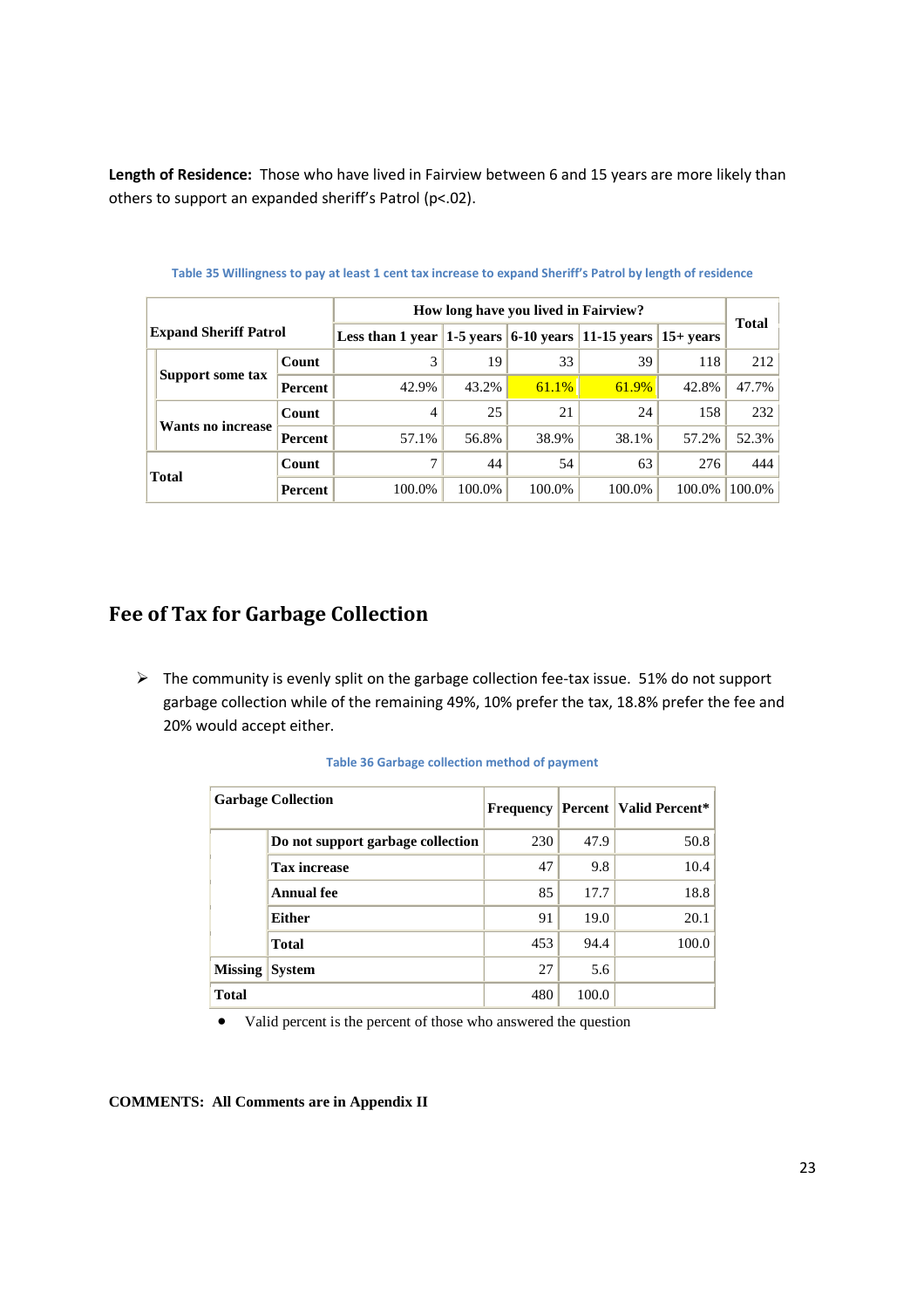**Length of Residence:** Those who have lived in Fairview between 6 and 15 years are more likely than others to support an expanded sheriff's Patrol ($p<.02$).

Table 35 Willingness to pay at least 1 cent tax increase to expand Sheriff's Patrol by length of residence

| Expand Sheriff Patrol | | How long have you lived in Fairview? | | | | | Total |
|---|---|---|---|---|---|---|---|
| | | Less than 1 year | 1-5 years | 6-10 years | 11-15 years | 15+ years | |
| Support some tax | Count | 3 | 19 | 33 | 39 | 118 | 212 |
| | Percent | 42.9% | 43.2% | 61.1% | 61.9% | 42.8% | 47.7% |
| Wants no increase | Count | 4 | 25 | 21 | 24 | 158 | 232 |
| | Percent | 57.1% | 56.8% | 38.9% | 38.1% | 57.2% | 52.3% |
| Total | Count | 7 | 44 | 54 | 63 | 276 | 444 |
| | Percent | 100.0% | 100.0% | 100.0% | 100.0% | 100.0% | 100.0% |

## Fee of Tax for Garbage Collection

- The community is evenly split on the garbage collection fee-tax issue. 51% do not support garbage collection while of the remaining 49%, 10% prefer the tax, 18.8% prefer the fee and 20% would accept either.

Table 36 Garbage collection method of payment

| Garbage Collection | | Frequency | Percent | Valid Percent* |
|---|---|---|---|---|
| | Do not support garbage collection | 230 | 47.9 | 50.8 |
| | Tax increase | 47 | 9.8 | 10.4 |
| | Annual fee | 85 | 17.7 | 18.8 |
| | Either | 91 | 19.0 | 20.1 |
| | Total | 453 | 94.4 | 100.0 |
| Missing | System | 27 | 5.6 | |
| Total | | 480 | 100.0 | |

- Valid percent is the percent of those who answered the question

**COMMENTS: All Comments are in Appendix II**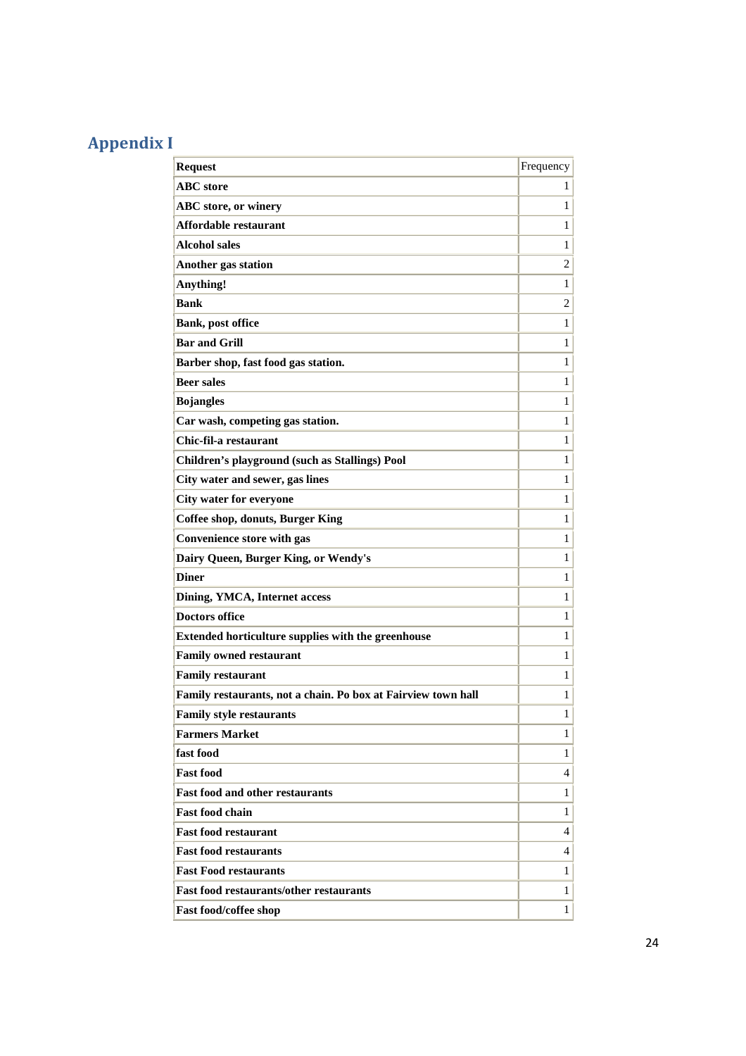# Appendix I

| Request | Frequency |
|---|---|
| **ABC store** | 1 |
| **ABC store, or winery** | 1 |
| **Affordable restaurant** | 1 |
| **Alcohol sales** | 1 |
| **Another gas station** | 2 |
| **Anything!** | 1 |
| **Bank** | 2 |
| **Bank, post office** | 1 |
| **Bar and Grill** | 1 |
| **Barber shop, fast food gas station.** | 1 |
| **Beer sales** | 1 |
| **Bojangles** | 1 |
| **Car wash, competing gas station.** | 1 |
| **Chic-fil-a restaurant** | 1 |
| **Children's playground (such as Stallings) Pool** | 1 |
| **City water and sewer, gas lines** | 1 |
| **City water for everyone** | 1 |
| **Coffee shop, donuts, Burger King** | 1 |
| **Convenience store with gas** | 1 |
| **Dairy Queen, Burger King, or Wendy's** | 1 |
| **Diner** | 1 |
| **Dining, YMCA, Internet access** | 1 |
| **Doctors office** | 1 |
| **Extended horticulture supplies with the greenhouse** | 1 |
| **Family owned restaurant** | 1 |
| **Family restaurant** | 1 |
| **Family restaurants, not a chain. Po box at Fairview town hall** | 1 |
| **Family style restaurants** | 1 |
| **Farmers Market** | 1 |
| **fast food** | 1 |
| **Fast food** | 4 |
| **Fast food and other restaurants** | 1 |
| **Fast food chain** | 1 |
| **Fast food restaurant** | 4 |
| **Fast food restaurants** | 4 |
| **Fast Food restaurants** | 1 |
| **Fast food restaurants/other restaurants** | 1 |
| **Fast food/coffee shop** | 1 |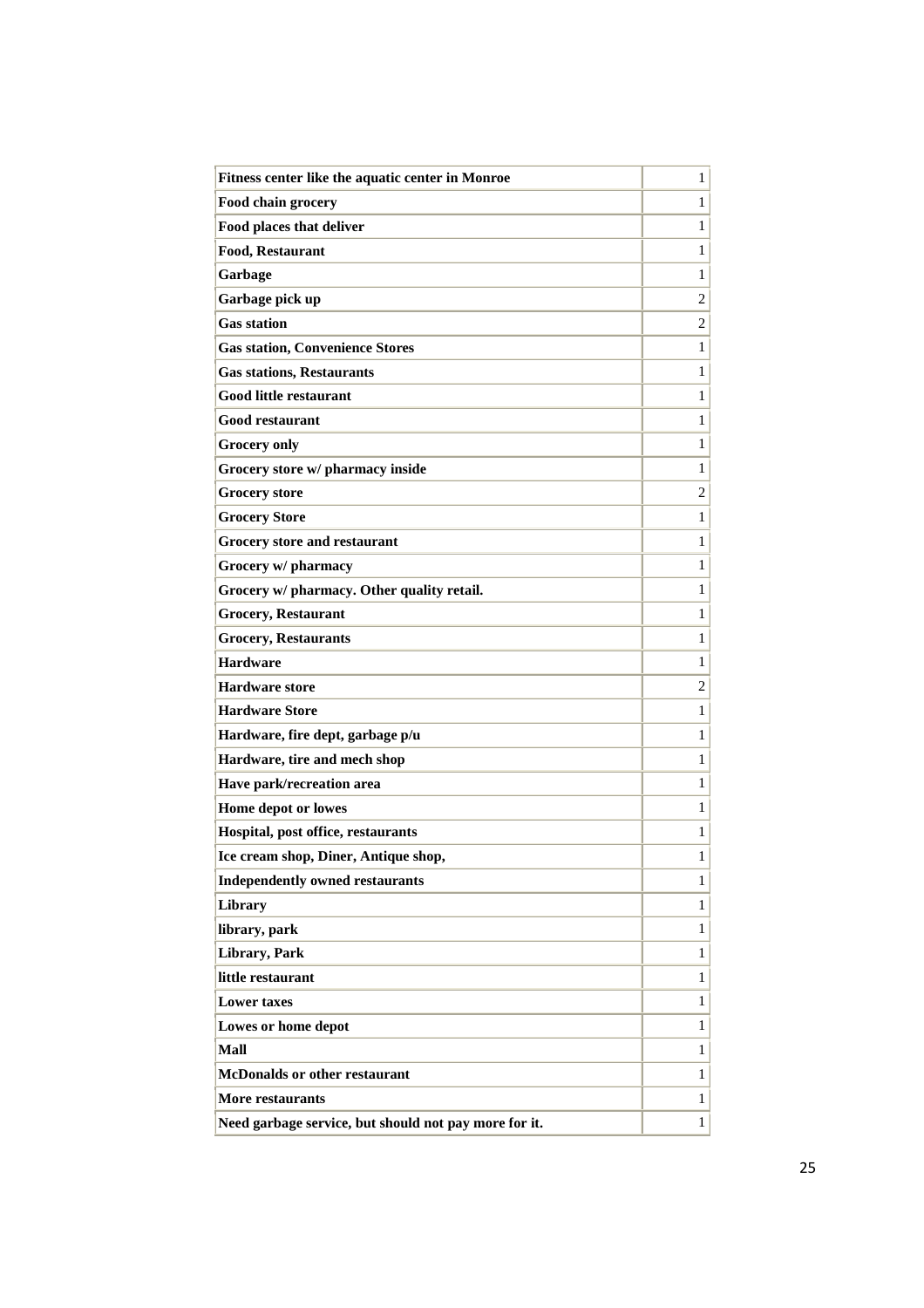| | |
|---|---|
| **Fitness center like the aquatic center in Monroe** | 1 |
| **Food chain grocery** | 1 |
| **Food places that deliver** | 1 |
| **Food, Restaurant** | 1 |
| **Garbage** | 1 |
| **Garbage pick up** | 2 |
| **Gas station** | 2 |
| **Gas station, Convenience Stores** | 1 |
| **Gas stations, Restaurants** | 1 |
| **Good little restaurant** | 1 |
| **Good restaurant** | 1 |
| **Grocery only** | 1 |
| **Grocery store w/ pharmacy inside** | 1 |
| **Grocery store** | 2 |
| **Grocery Store** | 1 |
| **Grocery store and restaurant** | 1 |
| **Grocery w/ pharmacy** | 1 |
| **Grocery w/ pharmacy. Other quality retail.** | 1 |
| **Grocery, Restaurant** | 1 |
| **Grocery, Restaurants** | 1 |
| **Hardware** | 1 |
| **Hardware store** | 2 |
| **Hardware Store** | 1 |
| **Hardware, fire dept, garbage p/u** | 1 |
| **Hardware, tire and mech shop** | 1 |
| **Have park/recreation area** | 1 |
| **Home depot or lowes** | 1 |
| **Hospital, post office, restaurants** | 1 |
| **Ice cream shop, Diner, Antique shop,** | 1 |
| **Independently owned restaurants** | 1 |
| **Library** | 1 |
| **library, park** | 1 |
| **Library, Park** | 1 |
| **little restaurant** | 1 |
| **Lower taxes** | 1 |
| **Lowes or home depot** | 1 |
| **Mall** | 1 |
| **McDonalds or other restaurant** | 1 |
| **More restaurants** | 1 |
| **Need garbage service, but should not pay more for it.** | 1 |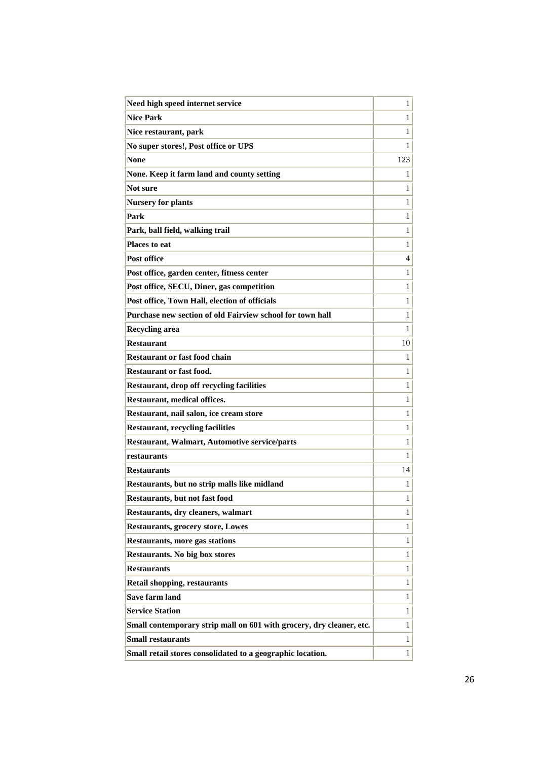| Need high speed internet service | 1 |
|---|---|
| Nice Park | 1 |
| Nice restaurant, park | 1 |
| No super stores!, Post office or UPS | 1 |
| None | 123 |
| None. Keep it farm land and county setting | 1 |
| Not sure | 1 |
| Nursery for plants | 1 |
| Park | 1 |
| Park, ball field, walking trail | 1 |
| Places to eat | 1 |
| Post office | 4 |
| Post office, garden center, fitness center | 1 |
| Post office, SECU, Diner, gas competition | 1 |
| Post office, Town Hall, election of officials | 1 |
| Purchase new section of old Fairview school for town hall | 1 |
| Recycling area | 1 |
| Restaurant | 10 |
| Restaurant or fast food chain | 1 |
| Restaurant or fast food. | 1 |
| Restaurant, drop off recycling facilities | 1 |
| Restaurant, medical offices. | 1 |
| Restaurant, nail salon, ice cream store | 1 |
| Restaurant, recycling facilities | 1 |
| Restaurant, Walmart, Automotive service/parts | 1 |
| restaurants | 1 |
| Restaurants | 14 |
| Restaurants, but no strip malls like midland | 1 |
| Restaurants, but not fast food | 1 |
| Restaurants, dry cleaners, walmart | 1 |
| Restaurants, grocery store, Lowes | 1 |
| Restaurants, more gas stations | 1 |
| Restaurants. No big box stores | 1 |
| Restaurants | 1 |
| Retail shopping, restaurants | 1 |
| Save farm land | 1 |
| Service Station | 1 |
| Small contemporary strip mall on 601 with grocery, dry cleaner, etc. | 1 |
| Small restaurants | 1 |
| Small retail stores consolidated to a geographic location. | 1 |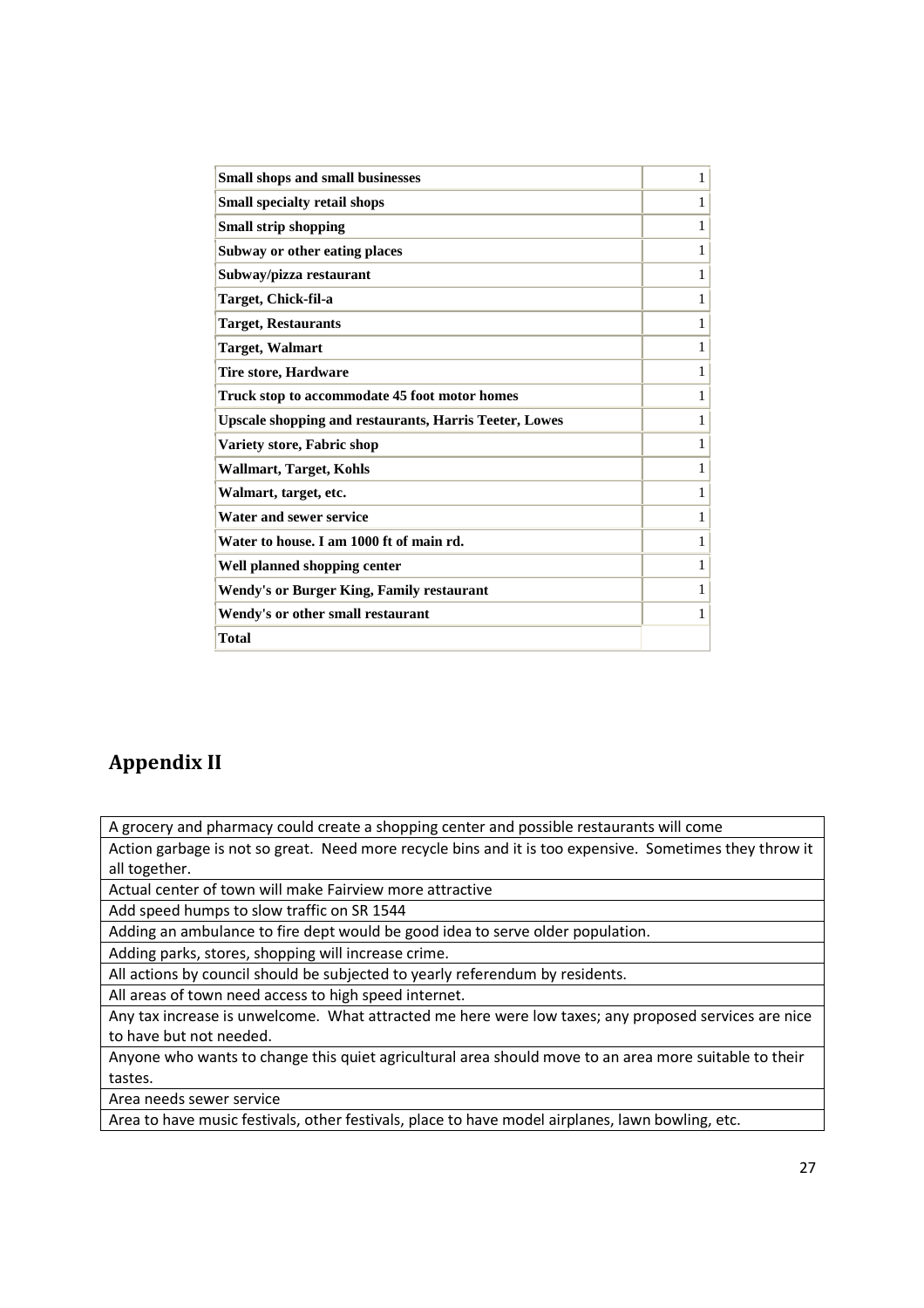| Small shops and small businesses | 1 |
|---|---|
| Small specialty retail shops | 1 |
| Small strip shopping | 1 |
| Subway or other eating places | 1 |
| Subway/pizza restaurant | 1 |
| Target, Chick-fil-a | 1 |
| Target, Restaurants | 1 |
| Target, Walmart | 1 |
| Tire store, Hardware | 1 |
| Truck stop to accommodate 45 foot motor homes | 1 |
| Upscale shopping and restaurants, Harris Teeter, Lowes | 1 |
| Variety store, Fabric shop | 1 |
| Wallmart, Target, Kohls | 1 |
| Walmart, target, etc. | 1 |
| Water and sewer service | 1 |
| Water to house. I am 1000 ft of main rd. | 1 |
| Well planned shopping center | 1 |
| Wendy's or Burger King, Family restaurant | 1 |
| Wendy's or other small restaurant | 1 |
| Total | |

## Appendix II

| A grocery and pharmacy could create a shopping center and possible restaurants will come |
|---|
| Action garbage is not so great. Need more recycle bins and it is too expensive. Sometimes they throw it all together. |
| Actual center of town will make Fairview more attractive |
| Add speed humps to slow traffic on SR 1544 |
| Adding an ambulance to fire dept would be good idea to serve older population. |
| Adding parks, stores, shopping will increase crime. |
| All actions by council should be subjected to yearly referendum by residents. |
| All areas of town need access to high speed internet. |
| Any tax increase is unwelcome. What attracted me here were low taxes; any proposed services are nice to have but not needed. |
| Anyone who wants to change this quiet agricultural area should move to an area more suitable to their tastes. |
| Area needs sewer service |
| Area to have music festivals, other festivals, place to have model airplanes, lawn bowling, etc. |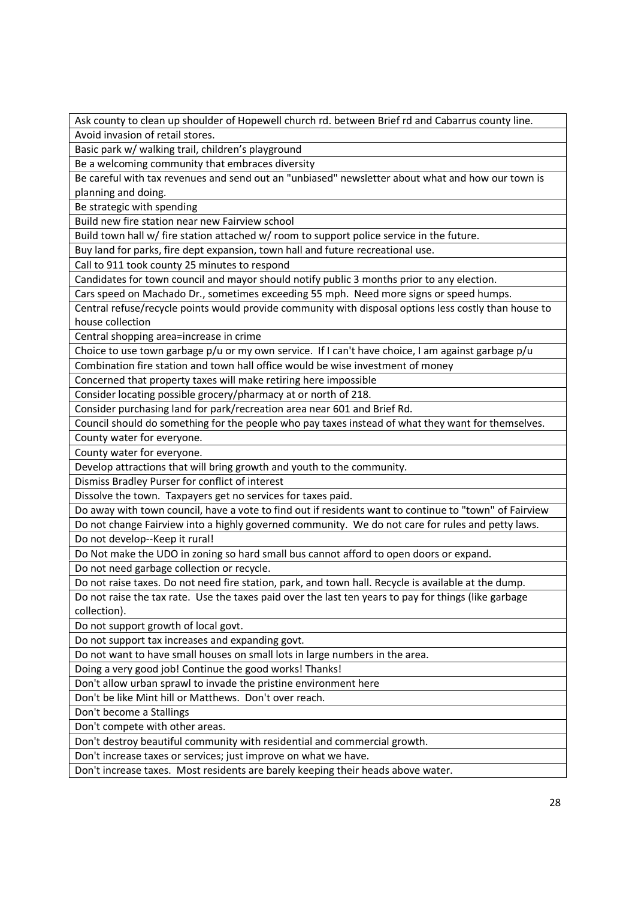| |
|---|
| Ask county to clean up shoulder of Hopewell church rd. between Brief rd and Cabarrus county line. |
| Avoid invasion of retail stores. |
| Basic park w/ walking trail, children's playground |
| Be a welcoming community that embraces diversity |
| Be careful with tax revenues and send out an "unbiased" newsletter about what and how our town is planning and doing. |
| Be strategic with spending |
| Build new fire station near new Fairview school |
| Build town hall w/ fire station attached w/ room to support police service in the future. |
| Buy land for parks, fire dept expansion, town hall and future recreational use. |
| Call to 911 took county 25 minutes to respond |
| Candidates for town council and mayor should notify public 3 months prior to any election. |
| Cars speed on Machado Dr., sometimes exceeding 55 mph. Need more signs or speed humps. |
| Central refuse/recycle points would provide community with disposal options less costly than house to house collection |
| Central shopping area=increase in crime |
| Choice to use town garbage p/u or my own service. If I can't have choice, I am against garbage p/u |
| Combination fire station and town hall office would be wise investment of money |
| Concerned that property taxes will make retiring here impossible |
| Consider locating possible grocery/pharmacy at or north of 218. |
| Consider purchasing land for park/recreation area near 601 and Brief Rd. |
| Council should do something for the people who pay taxes instead of what they want for themselves. |
| County water for everyone. |
| County water for everyone. |
| Develop attractions that will bring growth and youth to the community. |
| Dismiss Bradley Purser for conflict of interest |
| Dissolve the town. Taxpayers get no services for taxes paid. |
| Do away with town council, have a vote to find out if residents want to continue to "town" of Fairview |
| Do not change Fairview into a highly governed community. We do not care for rules and petty laws. |
| Do not develop--Keep it rural! |
| Do Not make the UDO in zoning so hard small bus cannot afford to open doors or expand. |
| Do not need garbage collection or recycle. |
| Do not raise taxes. Do not need fire station, park, and town hall. Recycle is available at the dump. |
| Do not raise the tax rate. Use the taxes paid over the last ten years to pay for things (like garbage collection). |
| Do not support growth of local govt. |
| Do not support tax increases and expanding govt. |
| Do not want to have small houses on small lots in large numbers in the area. |
| Doing a very good job! Continue the good works! Thanks! |
| Don't allow urban sprawl to invade the pristine environment here |
| Don't be like Mint hill or Matthews. Don't over reach. |
| Don't become a Stallings |
| Don't compete with other areas. |
| Don't destroy beautiful community with residential and commercial growth. |
| Don't increase taxes or services; just improve on what we have. |
| Don't increase taxes. Most residents are barely keeping their heads above water. |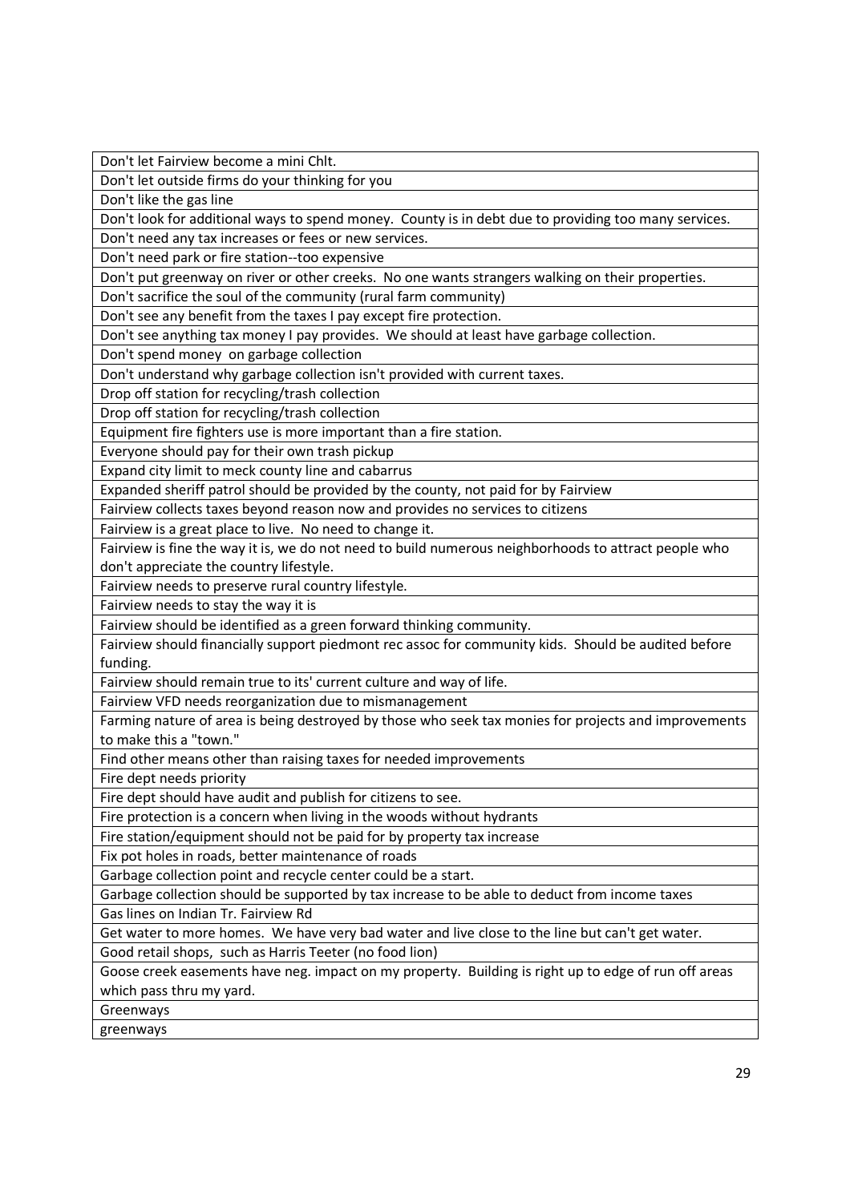| Don't let Fairview become a mini Chlt. |
| --- |
| Don't let outside firms do your thinking for you |
| Don't like the gas line |
| Don't look for additional ways to spend money. County is in debt due to providing too many services. |
| Don't need any tax increases or fees or new services. |
| Don't need park or fire station--too expensive |
| Don't put greenway on river or other creeks. No one wants strangers walking on their properties. |
| Don't sacrifice the soul of the community (rural farm community) |
| Don't see any benefit from the taxes I pay except fire protection. |
| Don't see anything tax money I pay provides. We should at least have garbage collection. |
| Don't spend money on garbage collection |
| Don't understand why garbage collection isn't provided with current taxes. |
| Drop off station for recycling/trash collection |
| Drop off station for recycling/trash collection |
| Equipment fire fighters use is more important than a fire station. |
| Everyone should pay for their own trash pickup |
| Expand city limit to meck county line and cabarrus |
| Expanded sheriff patrol should be provided by the county, not paid for by Fairview |
| Fairview collects taxes beyond reason now and provides no services to citizens |
| Fairview is a great place to live. No need to change it. |
| Fairview is fine the way it is, we do not need to build numerous neighborhoods to attract people who don't appreciate the country lifestyle. |
| Fairview needs to preserve rural country lifestyle. |
| Fairview needs to stay the way it is |
| Fairview should be identified as a green forward thinking community. |
| Fairview should financially support piedmont rec assoc for community kids. Should be audited before funding. |
| Fairview should remain true to its' current culture and way of life. |
| Fairview VFD needs reorganization due to mismanagement |
| Farming nature of area is being destroyed by those who seek tax monies for projects and improvements to make this a "town." |
| Find other means other than raising taxes for needed improvements |
| Fire dept needs priority |
| Fire dept should have audit and publish for citizens to see. |
| Fire protection is a concern when living in the woods without hydrants |
| Fire station/equipment should not be paid for by property tax increase |
| Fix pot holes in roads, better maintenance of roads |
| Garbage collection point and recycle center could be a start. |
| Garbage collection should be supported by tax increase to be able to deduct from income taxes |
| Gas lines on Indian Tr. Fairview Rd |
| Get water to more homes. We have very bad water and live close to the line but can't get water. |
| Good retail shops, such as Harris Teeter (no food lion) |
| Goose creek easements have neg. impact on my property. Building is right up to edge of run off areas which pass thru my yard. |
| Greenways |
| greenways |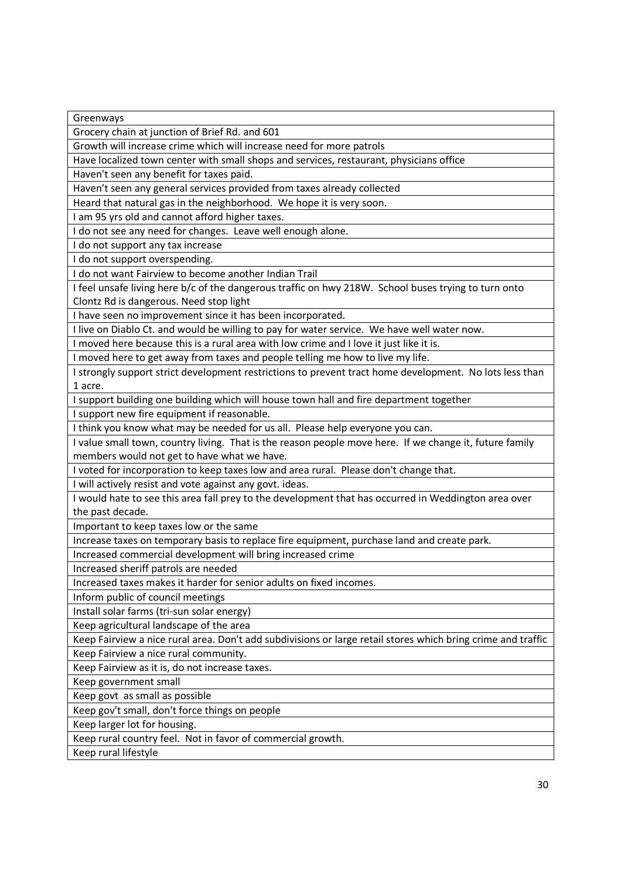| Greenways |
|---|
| Grocery chain at junction of Brief Rd. and 601 |
| Growth will increase crime which will increase need for more patrols |
| Have localized town center with small shops and services, restaurant, physicians office |
| Haven't seen any benefit for taxes paid. |
| Haven't seen any general services provided from taxes already collected |
| Heard that natural gas in the neighborhood. We hope it is very soon. |
| I am 95 yrs old and cannot afford higher taxes. |
| I do not see any need for changes. Leave well enough alone. |
| I do not support any tax increase |
| I do not support overspending. |
| I do not want Fairview to become another Indian Trail |
| I feel unsafe living here b/c of the dangerous traffic on hwy 218W. School buses trying to turn onto Clontz Rd is dangerous. Need stop light |
| I have seen no improvement since it has been incorporated. |
| I live on Diablo Ct. and would be willing to pay for water service. We have well water now. |
| I moved here because this is a rural area with low crime and I love it just like it is. |
| I moved here to get away from taxes and people telling me how to live my life. |
| I strongly support strict development restrictions to prevent tract home development. No lots less than 1 acre. |
| I support building one building which will house town hall and fire department together |
| I support new fire equipment if reasonable. |
| I think you know what may be needed for us all. Please help everyone you can. |
| I value small town, country living. That is the reason people move here. If we change it, future family members would not get to have what we have. |
| I voted for incorporation to keep taxes low and area rural. Please don't change that. |
| I will actively resist and vote against any govt. ideas. |
| I would hate to see this area fall prey to the development that has occurred in Weddington area over the past decade. |
| Important to keep taxes low or the same |
| Increase taxes on temporary basis to replace fire equipment, purchase land and create park. |
| Increased commercial development will bring increased crime |
| Increased sheriff patrols are needed |
| Increased taxes makes it harder for senior adults on fixed incomes. |
| Inform public of council meetings |
| Install solar farms (tri-sun solar energy) |
| Keep agricultural landscape of the area |
| Keep Fairview a nice rural area. Don't add subdivisions or large retail stores which bring crime and traffic |
| Keep Fairview a nice rural community. |
| Keep Fairview as it is, do not increase taxes. |
| Keep government small |
| Keep govt as small as possible |
| Keep gov't small, don't force things on people |
| Keep larger lot for housing. |
| Keep rural country feel. Not in favor of commercial growth. |
| Keep rural lifestyle |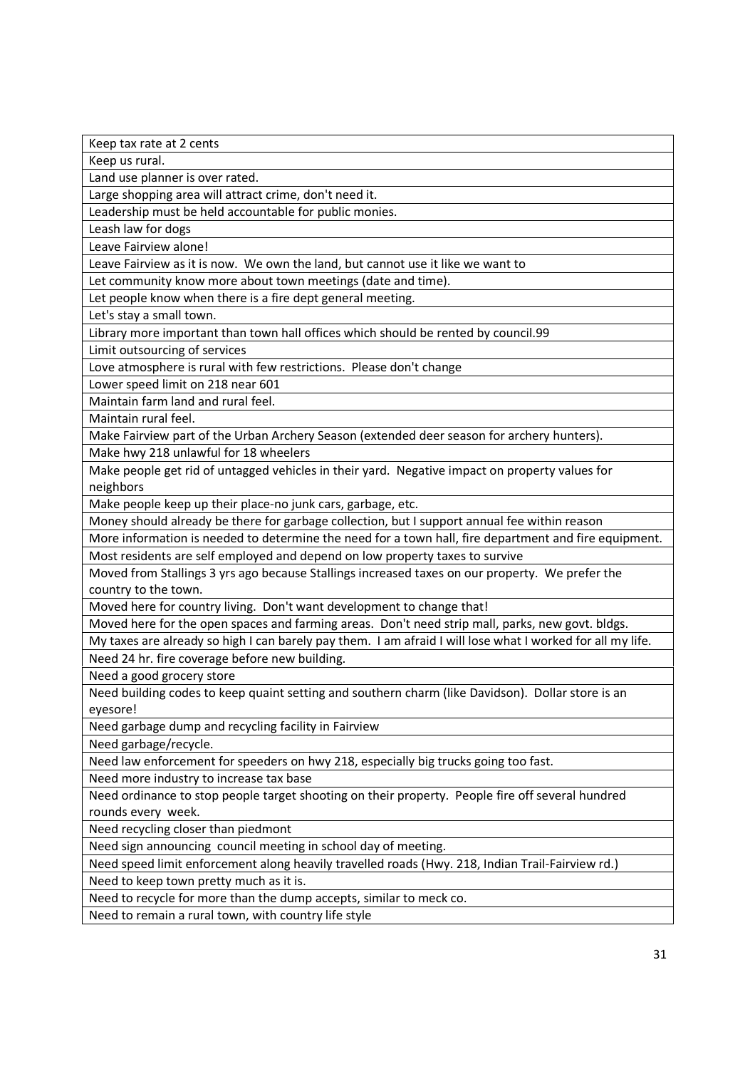| Keep tax rate at 2 cents |
|---|
| Keep us rural. |
| Land use planner is over rated. |
| Large shopping area will attract crime, don't need it. |
| Leadership must be held accountable for public monies. |
| Leash law for dogs |
| Leave Fairview alone! |
| Leave Fairview as it is now. We own the land, but cannot use it like we want to |
| Let community know more about town meetings (date and time). |
| Let people know when there is a fire dept general meeting. |
| Let's stay a small town. |
| Library more important than town hall offices which should be rented by council.99 |
| Limit outsourcing of services |
| Love atmosphere is rural with few restrictions. Please don't change |
| Lower speed limit on 218 near 601 |
| Maintain farm land and rural feel. |
| Maintain rural feel. |
| Make Fairview part of the Urban Archery Season (extended deer season for archery hunters). |
| Make hwy 218 unlawful for 18 wheelers |
| Make people get rid of untagged vehicles in their yard. Negative impact on property values for neighbors |
| Make people keep up their place-no junk cars, garbage, etc. |
| Money should already be there for garbage collection, but I support annual fee within reason |
| More information is needed to determine the need for a town hall, fire department and fire equipment. |
| Most residents are self employed and depend on low property taxes to survive |
| Moved from Stallings 3 yrs ago because Stallings increased taxes on our property. We prefer the country to the town. |
| Moved here for country living. Don't want development to change that! |
| Moved here for the open spaces and farming areas. Don't need strip mall, parks, new govt. bldgs. |
| My taxes are already so high I can barely pay them. I am afraid I will lose what I worked for all my life. |
| Need 24 hr. fire coverage before new building. |
| Need a good grocery store |
| Need building codes to keep quaint setting and southern charm (like Davidson). Dollar store is an eyesore! |
| Need garbage dump and recycling facility in Fairview |
| Need garbage/recycle. |
| Need law enforcement for speeders on hwy 218, especially big trucks going too fast. |
| Need more industry to increase tax base |
| Need ordinance to stop people target shooting on their property. People fire off several hundred rounds every week. |
| Need recycling closer than piedmont |
| Need sign announcing council meeting in school day of meeting. |
| Need speed limit enforcement along heavily travelled roads (Hwy. 218, Indian Trail-Fairview rd.) |
| Need to keep town pretty much as it is. |
| Need to recycle for more than the dump accepts, similar to meck co. |
| Need to remain a rural town, with country life style |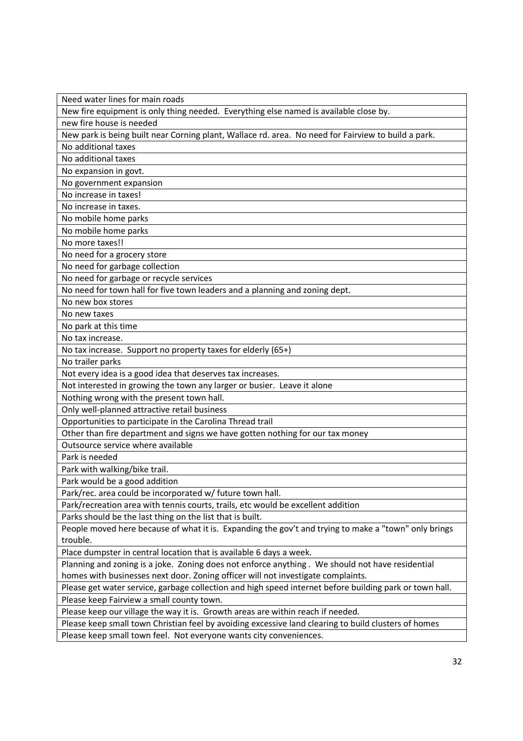| Need water lines for main roads |
|---|
| New fire equipment is only thing needed. Everything else named is available close by. |
| new fire house is needed |
| New park is being built near Corning plant, Wallace rd. area. No need for Fairview to build a park. |
| No additional taxes |
| No additional taxes |
| No expansion in govt. |
| No government expansion |
| No increase in taxes! |
| No increase in taxes. |
| No mobile home parks |
| No mobile home parks |
| No more taxes!! |
| No need for a grocery store |
| No need for garbage collection |
| No need for garbage or recycle services |
| No need for town hall for five town leaders and a planning and zoning dept. |
| No new box stores |
| No new taxes |
| No park at this time |
| No tax increase. |
| No tax increase. Support no property taxes for elderly (65+) |
| No trailer parks |
| Not every idea is a good idea that deserves tax increases. |
| Not interested in growing the town any larger or busier. Leave it alone |
| Nothing wrong with the present town hall. |
| Only well-planned attractive retail business |
| Opportunities to participate in the Carolina Thread trail |
| Other than fire department and signs we have gotten nothing for our tax money |
| Outsource service where available |
| Park is needed |
| Park with walking/bike trail. |
| Park would be a good addition |
| Park/rec. area could be incorporated w/ future town hall. |
| Park/recreation area with tennis courts, trails, etc would be excellent addition |
| Parks should be the last thing on the list that is built. |
| People moved here because of what it is. Expanding the gov't and trying to make a "town" only brings trouble. |
| Place dumpster in central location that is available 6 days a week. |
| Planning and zoning is a joke. Zoning does not enforce anything . We should not have residential homes with businesses next door. Zoning officer will not investigate complaints. |
| Please get water service, garbage collection and high speed internet before building park or town hall. |
| Please keep Fairview a small county town. |
| Please keep our village the way it is. Growth areas are within reach if needed. |
| Please keep small town Christian feel by avoiding excessive land clearing to build clusters of homes |
| Please keep small town feel. Not everyone wants city conveniences. |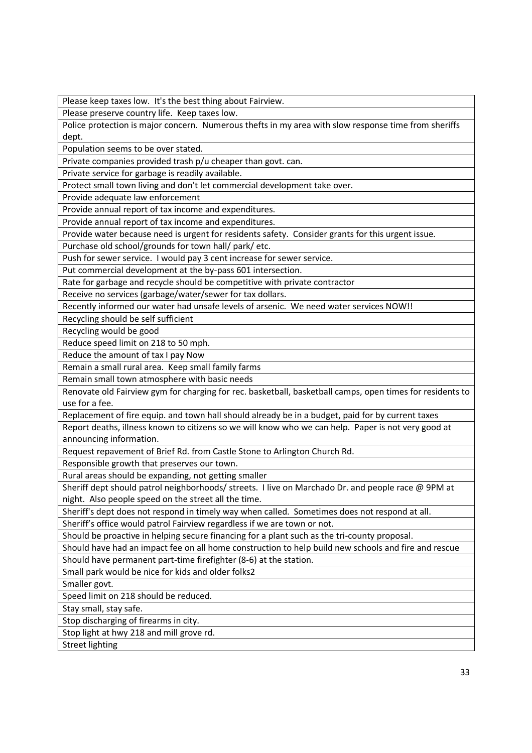| Please keep taxes low. It's the best thing about Fairview. |
|---|
| Please preserve country life. Keep taxes low. |
| Police protection is major concern. Numerous thefts in my area with slow response time from sheriffs dept. |
| Population seems to be over stated. |
| Private companies provided trash p/u cheaper than govt. can. |
| Private service for garbage is readily available. |
| Protect small town living and don't let commercial development take over. |
| Provide adequate law enforcement |
| Provide annual report of tax income and expenditures. |
| Provide annual report of tax income and expenditures. |
| Provide water because need is urgent for residents safety. Consider grants for this urgent issue. |
| Purchase old school/grounds for town hall/ park/ etc. |
| Push for sewer service. I would pay 3 cent increase for sewer service. |
| Put commercial development at the by-pass 601 intersection. |
| Rate for garbage and recycle should be competitive with private contractor |
| Receive no services (garbage/water/sewer for tax dollars. |
| Recently informed our water had unsafe levels of arsenic. We need water services NOW!! |
| Recycling should be self sufficient |
| Recycling would be good |
| Reduce speed limit on 218 to 50 mph. |
| Reduce the amount of tax I pay Now |
| Remain a small rural area. Keep small family farms |
| Remain small town atmosphere with basic needs |
| Renovate old Fairview gym for charging for rec. basketball, basketball camps, open times for residents to use for a fee. |
| Replacement of fire equip. and town hall should already be in a budget, paid for by current taxes |
| Report deaths, illness known to citizens so we will know who we can help. Paper is not very good at announcing information. |
| Request repavement of Brief Rd. from Castle Stone to Arlington Church Rd. |
| Responsible growth that preserves our town. |
| Rural areas should be expanding, not getting smaller |
| Sheriff dept should patrol neighborhoods/ streets. I live on Marchado Dr. and people race @ 9PM at night. Also people speed on the street all the time. |
| Sheriff's dept does not respond in timely way when called. Sometimes does not respond at all. |
| Sheriff's office would patrol Fairview regardless if we are town or not. |
| Should be proactive in helping secure financing for a plant such as the tri-county proposal. |
| Should have had an impact fee on all home construction to help build new schools and fire and rescue |
| Should have permanent part-time firefighter (8-6) at the station. |
| Small park would be nice for kids and older folks2 |
| Smaller govt. |
| Speed limit on 218 should be reduced. |
| Stay small, stay safe. |
| Stop discharging of firearms in city. |
| Stop light at hwy 218 and mill grove rd. |
| Street lighting |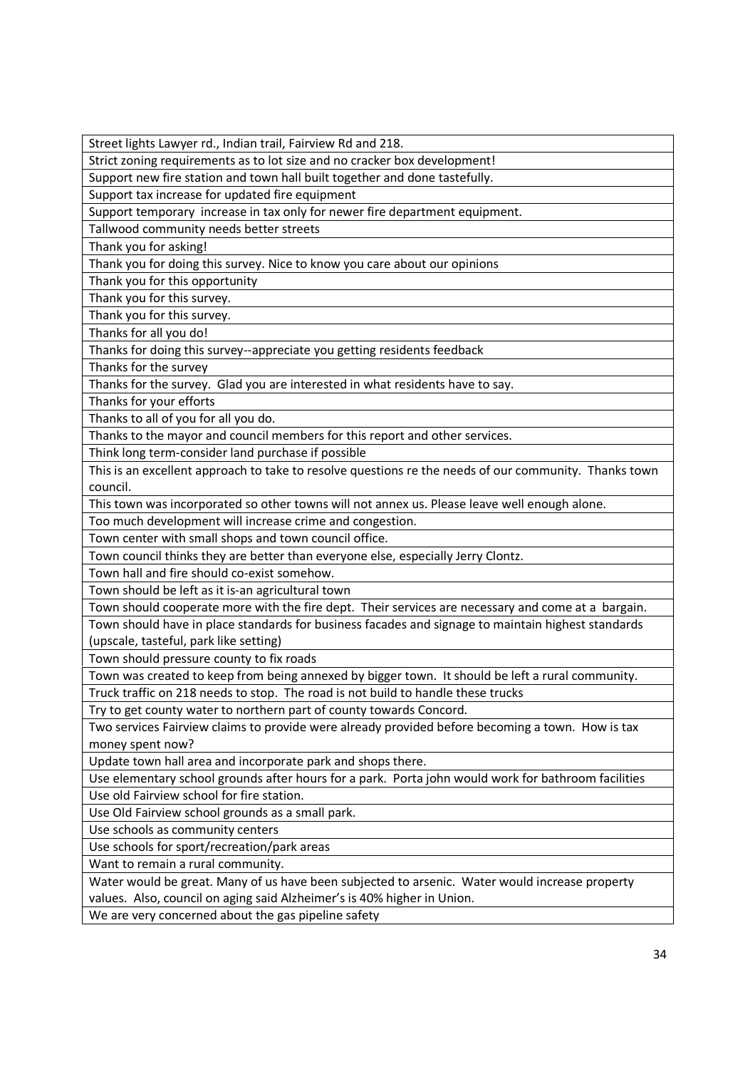| Street lights Lawyer rd., Indian trail, Fairview Rd and 218. |
| --- |
| Strict zoning requirements as to lot size and no cracker box development! |
| Support new fire station and town hall built together and done tastefully. |
| Support tax increase for updated fire equipment |
| Support temporary increase in tax only for newer fire department equipment. |
| Tallwood community needs better streets |
| Thank you for asking! |
| Thank you for doing this survey. Nice to know you care about our opinions |
| Thank you for this opportunity |
| Thank you for this survey. |
| Thank you for this survey. |
| Thanks for all you do! |
| Thanks for doing this survey--appreciate you getting residents feedback |
| Thanks for the survey |
| Thanks for the survey. Glad you are interested in what residents have to say. |
| Thanks for your efforts |
| Thanks to all of you for all you do. |
| Thanks to the mayor and council members for this report and other services. |
| Think long term-consider land purchase if possible |
| This is an excellent approach to take to resolve questions re the needs of our community. Thanks town council. |
| This town was incorporated so other towns will not annex us. Please leave well enough alone. |
| Too much development will increase crime and congestion. |
| Town center with small shops and town council office. |
| Town council thinks they are better than everyone else, especially Jerry Clontz. |
| Town hall and fire should co-exist somehow. |
| Town should be left as it is-an agricultural town |
| Town should cooperate more with the fire dept. Their services are necessary and come at a bargain. |
| Town should have in place standards for business facades and signage to maintain highest standards (upscale, tasteful, park like setting) |
| Town should pressure county to fix roads |
| Town was created to keep from being annexed by bigger town. It should be left a rural community. |
| Truck traffic on 218 needs to stop. The road is not build to handle these trucks |
| Try to get county water to northern part of county towards Concord. |
| Two services Fairview claims to provide were already provided before becoming a town. How is tax money spent now? |
| Update town hall area and incorporate park and shops there. |
| Use elementary school grounds after hours for a park. Porta john would work for bathroom facilities |
| Use old Fairview school for fire station. |
| Use Old Fairview school grounds as a small park. |
| Use schools as community centers |
| Use schools for sport/recreation/park areas |
| Want to remain a rural community. |
| Water would be great. Many of us have been subjected to arsenic. Water would increase property values. Also, council on aging said Alzheimer's is 40% higher in Union. |
| We are very concerned about the gas pipeline safety |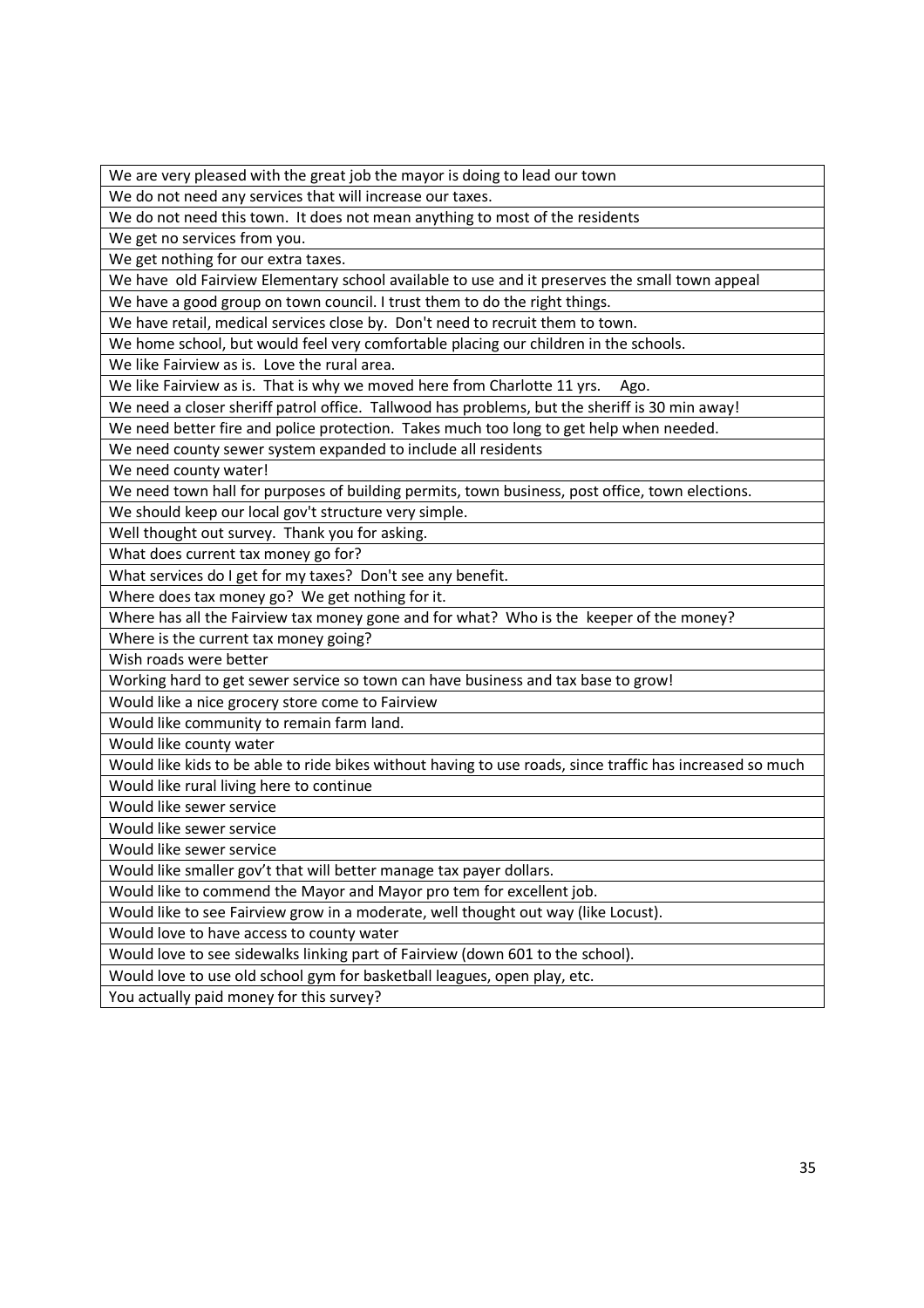| |
|---|
| We are very pleased with the great job the mayor is doing to lead our town |
| We do not need any services that will increase our taxes. |
| We do not need this town. It does not mean anything to most of the residents |
| We get no services from you. |
| We get nothing for our extra taxes. |
| We have old Fairview Elementary school available to use and it preserves the small town appeal |
| We have a good group on town council. I trust them to do the right things. |
| We have retail, medical services close by. Don't need to recruit them to town. |
| We home school, but would feel very comfortable placing our children in the schools. |
| We like Fairview as is. Love the rural area. |
| We like Fairview as is. That is why we moved here from Charlotte 11 yrs. Ago. |
| We need a closer sheriff patrol office. Tallwood has problems, but the sheriff is 30 min away! |
| We need better fire and police protection. Takes much too long to get help when needed. |
| We need county sewer system expanded to include all residents |
| We need county water! |
| We need town hall for purposes of building permits, town business, post office, town elections. |
| We should keep our local gov't structure very simple. |
| Well thought out survey. Thank you for asking. |
| What does current tax money go for? |
| What services do I get for my taxes? Don't see any benefit. |
| Where does tax money go? We get nothing for it. |
| Where has all the Fairview tax money gone and for what? Who is the keeper of the money? |
| Where is the current tax money going? |
| Wish roads were better |
| Working hard to get sewer service so town can have business and tax base to grow! |
| Would like a nice grocery store come to Fairview |
| Would like community to remain farm land. |
| Would like county water |
| Would like kids to be able to ride bikes without having to use roads, since traffic has increased so much |
| Would like rural living here to continue |
| Would like sewer service |
| Would like sewer service |
| Would like sewer service |
| Would like smaller gov't that will better manage tax payer dollars. |
| Would like to commend the Mayor and Mayor pro tem for excellent job. |
| Would like to see Fairview grow in a moderate, well thought out way (like Locust). |
| Would love to have access to county water |
| Would love to see sidewalks linking part of Fairview (down 601 to the school). |
| Would love to use old school gym for basketball leagues, open play, etc. |
| You actually paid money for this survey? |